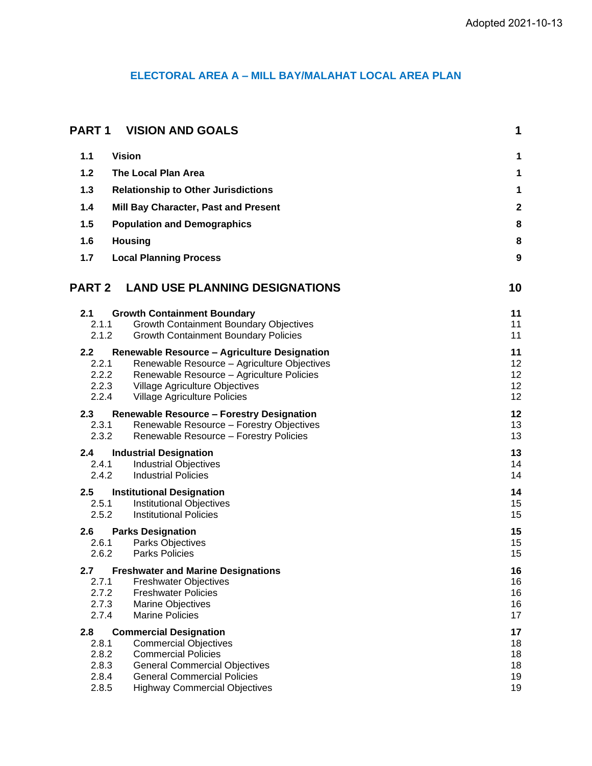Adopted 2021-10-13

# ELECTORAL AREA A – MILL BAY/MALAHAT LOCAL AREA PLAN

| | | |
|---|---|---|
| **PART 1** | **VISION AND GOALS** | **1** |
| **1.1** | **Vision** | **1** |
| **1.2** | **The Local Plan Area** | **1** |
| **1.3** | **Relationship to Other Jurisdictions** | **1** |
| **1.4** | **Mill Bay Character, Past and Present** | **2** |
| **1.5** | **Population and Demographics** | **8** |
| **1.6** | **Housing** | **8** |
| **1.7** | **Local Planning Process** | **9** |
| **PART 2** | **LAND USE PLANNING DESIGNATIONS** | **10** |
| **2.1** | **Growth Containment Boundary** | **11** |
| 2.1.1 | Growth Containment Boundary Objectives | 11 |
| 2.1.2 | Growth Containment Boundary Policies | 11 |
| **2.2** | **Renewable Resource – Agriculture Designation** | **11** |
| 2.2.1 | Renewable Resource – Agriculture Objectives | 12 |
| 2.2.2 | Renewable Resource – Agriculture Policies | 12 |
| 2.2.3 | Village Agriculture Objectives | 12 |
| 2.2.4 | Village Agriculture Policies | 12 |
| **2.3** | **Renewable Resource – Forestry Designation** | **12** |
| 2.3.1 | Renewable Resource – Forestry Objectives | 13 |
| 2.3.2 | Renewable Resource – Forestry Policies | 13 |
| **2.4** | **Industrial Designation** | **13** |
| 2.4.1 | Industrial Objectives | 14 |
| 2.4.2 | Industrial Policies | 14 |
| **2.5** | **Institutional Designation** | **14** |
| 2.5.1 | Institutional Objectives | 15 |
| 2.5.2 | Institutional Policies | 15 |
| **2.6** | **Parks Designation** | **15** |
| 2.6.1 | Parks Objectives | 15 |
| 2.6.2 | Parks Policies | 15 |
| **2.7** | **Freshwater and Marine Designations** | **16** |
| 2.7.1 | Freshwater Objectives | 16 |
| 2.7.2 | Freshwater Policies | 16 |
| 2.7.3 | Marine Objectives | 16 |
| 2.7.4 | Marine Policies | 17 |
| **2.8** | **Commercial Designation** | **17** |
| 2.8.1 | Commercial Objectives | 18 |
| 2.8.2 | Commercial Policies | 18 |
| 2.8.3 | General Commercial Objectives | 18 |
| 2.8.4 | General Commercial Policies | 19 |
| 2.8.5 | Highway Commercial Objectives | 19 |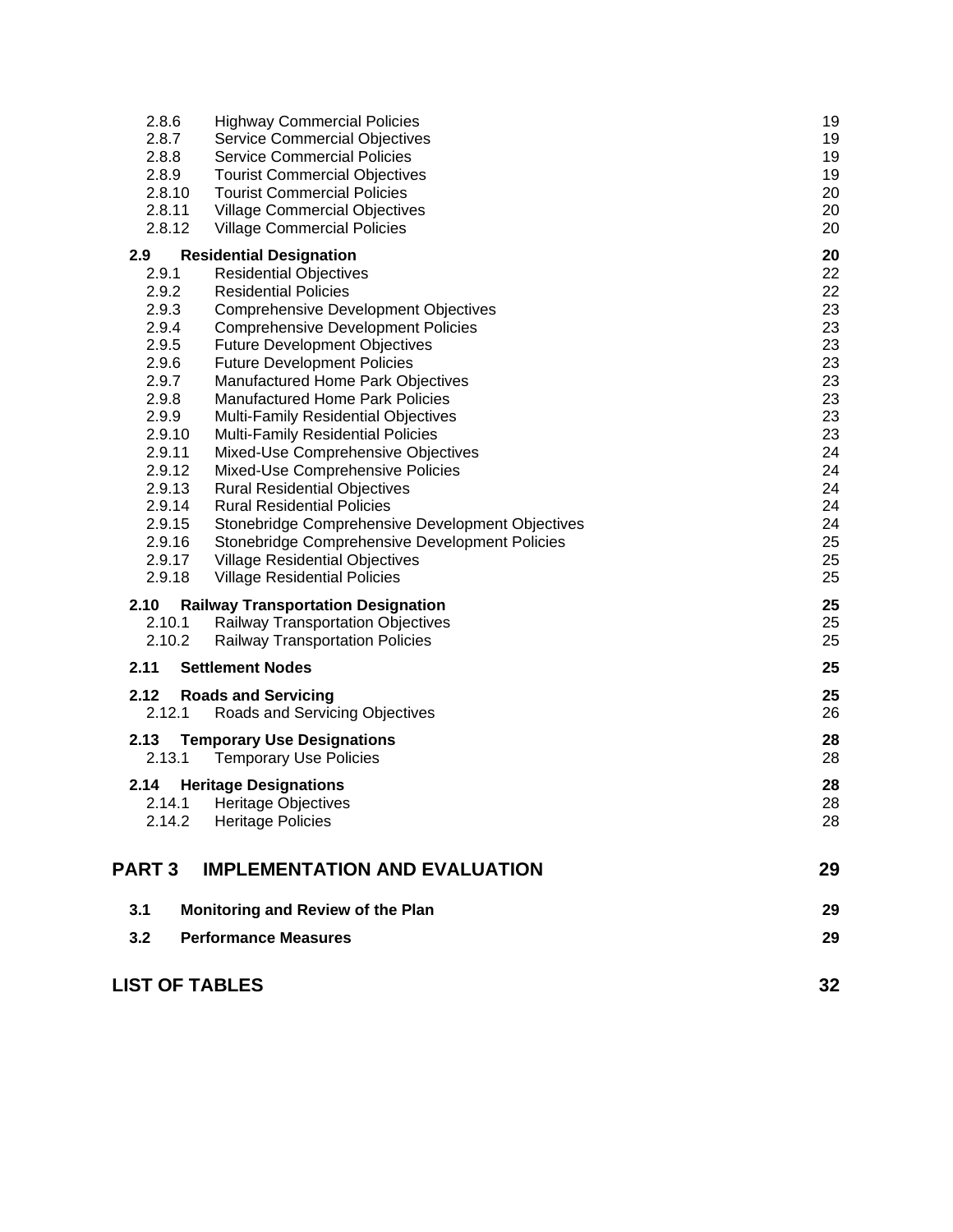| | | |
|---|---|---|
| 2.8.6 | Highway Commercial Policies | 19 |
| 2.8.7 | Service Commercial Objectives | 19 |
| 2.8.8 | Service Commercial Policies | 19 |
| 2.8.9 | Tourist Commercial Objectives | 19 |
| 2.8.10 | Tourist Commercial Policies | 20 |
| 2.8.11 | Village Commercial Objectives | 20 |
| 2.8.12 | Village Commercial Policies | 20 |
| **2.9** | **Residential Designation** | **20** |
| 2.9.1 | Residential Objectives | 22 |
| 2.9.2 | Residential Policies | 22 |
| 2.9.3 | Comprehensive Development Objectives | 23 |
| 2.9.4 | Comprehensive Development Policies | 23 |
| 2.9.5 | Future Development Objectives | 23 |
| 2.9.6 | Future Development Policies | 23 |
| 2.9.7 | Manufactured Home Park Objectives | 23 |
| 2.9.8 | Manufactured Home Park Policies | 23 |
| 2.9.9 | Multi-Family Residential Objectives | 23 |
| 2.9.10 | Multi-Family Residential Policies | 23 |
| 2.9.11 | Mixed-Use Comprehensive Objectives | 24 |
| 2.9.12 | Mixed-Use Comprehensive Policies | 24 |
| 2.9.13 | Rural Residential Objectives | 24 |
| 2.9.14 | Rural Residential Policies | 24 |
| 2.9.15 | Stonebridge Comprehensive Development Objectives | 24 |
| 2.9.16 | Stonebridge Comprehensive Development Policies | 25 |
| 2.9.17 | Village Residential Objectives | 25 |
| 2.9.18 | Village Residential Policies | 25 |
| **2.10** | **Railway Transportation Designation** | **25** |
| 2.10.1 | Railway Transportation Objectives | 25 |
| 2.10.2 | Railway Transportation Policies | 25 |
| **2.11** | **Settlement Nodes** | **25** |
| **2.12** | **Roads and Servicing** | **25** |
| 2.12.1 | Roads and Servicing Objectives | 26 |
| **2.13** | **Temporary Use Designations** | **28** |
| 2.13.1 | Temporary Use Policies | 28 |
| **2.14** | **Heritage Designations** | **28** |
| 2.14.1 | Heritage Objectives | 28 |
| 2.14.2 | Heritage Policies | 28 |

## PART 3 IMPLEMENTATION AND EVALUATION — 29

| | | |
|---|---|---|
| **3.1** | **Monitoring and Review of the Plan** | **29** |
| **3.2** | **Performance Measures** | **29** |

## LIST OF TABLES — 32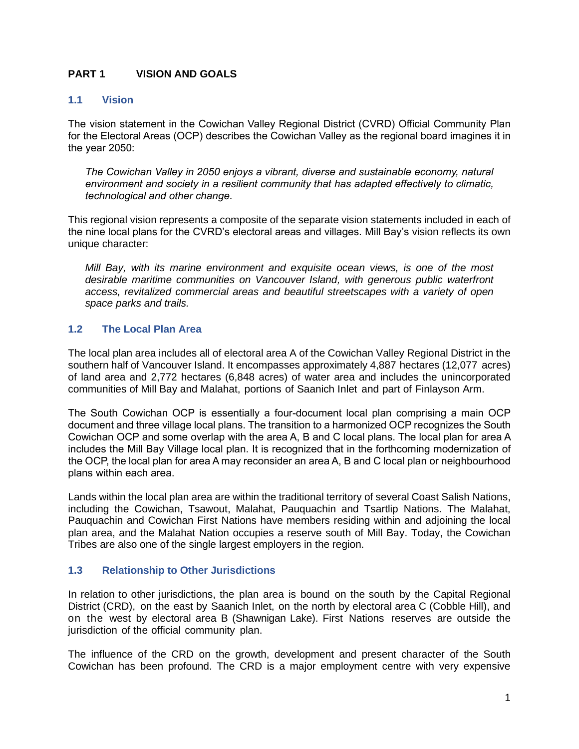# PART 1 VISION AND GOALS

## 1.1 Vision

The vision statement in the Cowichan Valley Regional District (CVRD) Official Community Plan for the Electoral Areas (OCP) describes the Cowichan Valley as the regional board imagines it in the year 2050:

> *The Cowichan Valley in 2050 enjoys a vibrant, diverse and sustainable economy, natural environment and society in a resilient community that has adapted effectively to climatic, technological and other change.*

This regional vision represents a composite of the separate vision statements included in each of the nine local plans for the CVRD's electoral areas and villages. Mill Bay's vision reflects its own unique character:

> *Mill Bay, with its marine environment and exquisite ocean views, is one of the most desirable maritime communities on Vancouver Island, with generous public waterfront access, revitalized commercial areas and beautiful streetscapes with a variety of open space parks and trails.*

## 1.2 The Local Plan Area

The local plan area includes all of electoral area A of the Cowichan Valley Regional District in the southern half of Vancouver Island. It encompasses approximately 4,887 hectares (12,077 acres) of land area and 2,772 hectares (6,848 acres) of water area and includes the unincorporated communities of Mill Bay and Malahat, portions of Saanich Inlet and part of Finlayson Arm.

The South Cowichan OCP is essentially a four-document local plan comprising a main OCP document and three village local plans. The transition to a harmonized OCP recognizes the South Cowichan OCP and some overlap with the area A, B and C local plans. The local plan for area A includes the Mill Bay Village local plan. It is recognized that in the forthcoming modernization of the OCP, the local plan for area A may reconsider an area A, B and C local plan or neighbourhood plans within each area.

Lands within the local plan area are within the traditional territory of several Coast Salish Nations, including the Cowichan, Tsawout, Malahat, Pauquachin and Tsartlip Nations. The Malahat, Pauquachin and Cowichan First Nations have members residing within and adjoining the local plan area, and the Malahat Nation occupies a reserve south of Mill Bay. Today, the Cowichan Tribes are also one of the single largest employers in the region.

## 1.3 Relationship to Other Jurisdictions

In relation to other jurisdictions, the plan area is bound on the south by the Capital Regional District (CRD), on the east by Saanich Inlet, on the north by electoral area C (Cobble Hill), and on the west by electoral area B (Shawnigan Lake). First Nations reserves are outside the jurisdiction of the official community plan.

The influence of the CRD on the growth, development and present character of the South Cowichan has been profound. The CRD is a major employment centre with very expensive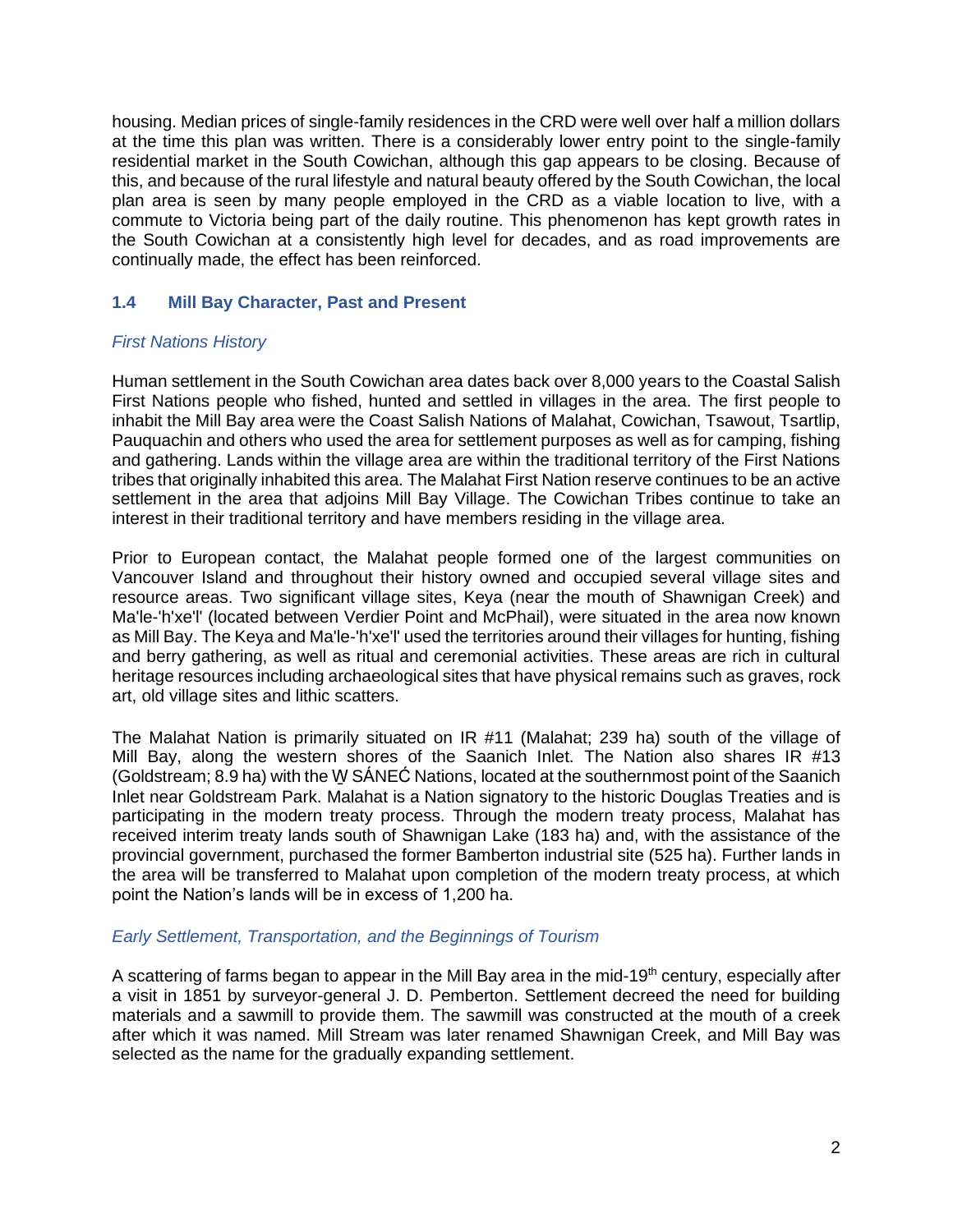housing. Median prices of single-family residences in the CRD were well over half a million dollars at the time this plan was written. There is a considerably lower entry point to the single-family residential market in the South Cowichan, although this gap appears to be closing. Because of this, and because of the rural lifestyle and natural beauty offered by the South Cowichan, the local plan area is seen by many people employed in the CRD as a viable location to live, with a commute to Victoria being part of the daily routine. This phenomenon has kept growth rates in the South Cowichan at a consistently high level for decades, and as road improvements are continually made, the effect has been reinforced.

### 1.4 Mill Bay Character, Past and Present

*First Nations History*

Human settlement in the South Cowichan area dates back over 8,000 years to the Coastal Salish First Nations people who fished, hunted and settled in villages in the area. The first people to inhabit the Mill Bay area were the Coast Salish Nations of Malahat, Cowichan, Tsawout, Tsartlip, Pauquachin and others who used the area for settlement purposes as well as for camping, fishing and gathering. Lands within the village area are within the traditional territory of the First Nations tribes that originally inhabited this area. The Malahat First Nation reserve continues to be an active settlement in the area that adjoins Mill Bay Village. The Cowichan Tribes continue to take an interest in their traditional territory and have members residing in the village area.

Prior to European contact, the Malahat people formed one of the largest communities on Vancouver Island and throughout their history owned and occupied several village sites and resource areas. Two significant village sites, Keya (near the mouth of Shawnigan Creek) and Ma'le-'h'xe'l' (located between Verdier Point and McPhail), were situated in the area now known as Mill Bay. The Keya and Ma'le-'h'xe'l' used the territories around their villages for hunting, fishing and berry gathering, as well as ritual and ceremonial activities. These areas are rich in cultural heritage resources including archaeological sites that have physical remains such as graves, rock art, old village sites and lithic scatters.

The Malahat Nation is primarily situated on IR #11 (Malahat; 239 ha) south of the village of Mill Bay, along the western shores of the Saanich Inlet. The Nation also shares IR #13 (Goldstream; 8.9 ha) with the W̱SÁNEĆ Nations, located at the southernmost point of the Saanich Inlet near Goldstream Park. Malahat is a Nation signatory to the historic Douglas Treaties and is participating in the modern treaty process. Through the modern treaty process, Malahat has received interim treaty lands south of Shawnigan Lake (183 ha) and, with the assistance of the provincial government, purchased the former Bamberton industrial site (525 ha). Further lands in the area will be transferred to Malahat upon completion of the modern treaty process, at which point the Nation's lands will be in excess of 1,200 ha.

*Early Settlement, Transportation, and the Beginnings of Tourism*

A scattering of farms began to appear in the Mill Bay area in the mid-19th century, especially after a visit in 1851 by surveyor-general J. D. Pemberton. Settlement decreed the need for building materials and a sawmill to provide them. The sawmill was constructed at the mouth of a creek after which it was named. Mill Stream was later renamed Shawnigan Creek, and Mill Bay was selected as the name for the gradually expanding settlement.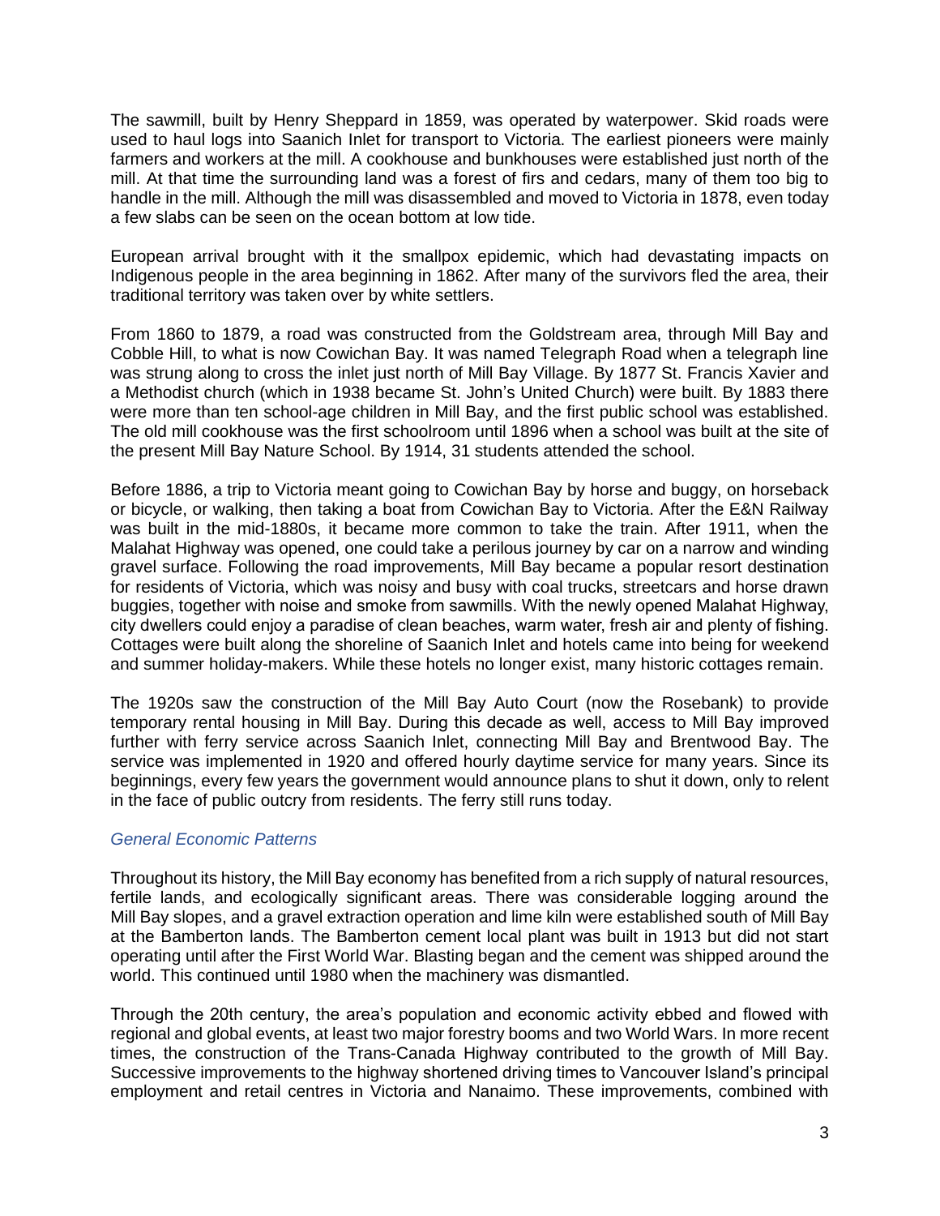The sawmill, built by Henry Sheppard in 1859, was operated by waterpower. Skid roads were used to haul logs into Saanich Inlet for transport to Victoria. The earliest pioneers were mainly farmers and workers at the mill. A cookhouse and bunkhouses were established just north of the mill. At that time the surrounding land was a forest of firs and cedars, many of them too big to handle in the mill. Although the mill was disassembled and moved to Victoria in 1878, even today a few slabs can be seen on the ocean bottom at low tide.

European arrival brought with it the smallpox epidemic, which had devastating impacts on Indigenous people in the area beginning in 1862. After many of the survivors fled the area, their traditional territory was taken over by white settlers.

From 1860 to 1879, a road was constructed from the Goldstream area, through Mill Bay and Cobble Hill, to what is now Cowichan Bay. It was named Telegraph Road when a telegraph line was strung along to cross the inlet just north of Mill Bay Village. By 1877 St. Francis Xavier and a Methodist church (which in 1938 became St. John's United Church) were built. By 1883 there were more than ten school-age children in Mill Bay, and the first public school was established. The old mill cookhouse was the first schoolroom until 1896 when a school was built at the site of the present Mill Bay Nature School. By 1914, 31 students attended the school.

Before 1886, a trip to Victoria meant going to Cowichan Bay by horse and buggy, on horseback or bicycle, or walking, then taking a boat from Cowichan Bay to Victoria. After the E&N Railway was built in the mid-1880s, it became more common to take the train. After 1911, when the Malahat Highway was opened, one could take a perilous journey by car on a narrow and winding gravel surface. Following the road improvements, Mill Bay became a popular resort destination for residents of Victoria, which was noisy and busy with coal trucks, streetcars and horse drawn buggies, together with noise and smoke from sawmills. With the newly opened Malahat Highway, city dwellers could enjoy a paradise of clean beaches, warm water, fresh air and plenty of fishing. Cottages were built along the shoreline of Saanich Inlet and hotels came into being for weekend and summer holiday-makers. While these hotels no longer exist, many historic cottages remain.

The 1920s saw the construction of the Mill Bay Auto Court (now the Rosebank) to provide temporary rental housing in Mill Bay. During this decade as well, access to Mill Bay improved further with ferry service across Saanich Inlet, connecting Mill Bay and Brentwood Bay. The service was implemented in 1920 and offered hourly daytime service for many years. Since its beginnings, every few years the government would announce plans to shut it down, only to relent in the face of public outcry from residents. The ferry still runs today.

### *General Economic Patterns*

Throughout its history, the Mill Bay economy has benefited from a rich supply of natural resources, fertile lands, and ecologically significant areas. There was considerable logging around the Mill Bay slopes, and a gravel extraction operation and lime kiln were established south of Mill Bay at the Bamberton lands. The Bamberton cement local plant was built in 1913 but did not start operating until after the First World War. Blasting began and the cement was shipped around the world. This continued until 1980 when the machinery was dismantled.

Through the 20th century, the area's population and economic activity ebbed and flowed with regional and global events, at least two major forestry booms and two World Wars. In more recent times, the construction of the Trans-Canada Highway contributed to the growth of Mill Bay. Successive improvements to the highway shortened driving times to Vancouver Island's principal employment and retail centres in Victoria and Nanaimo. These improvements, combined with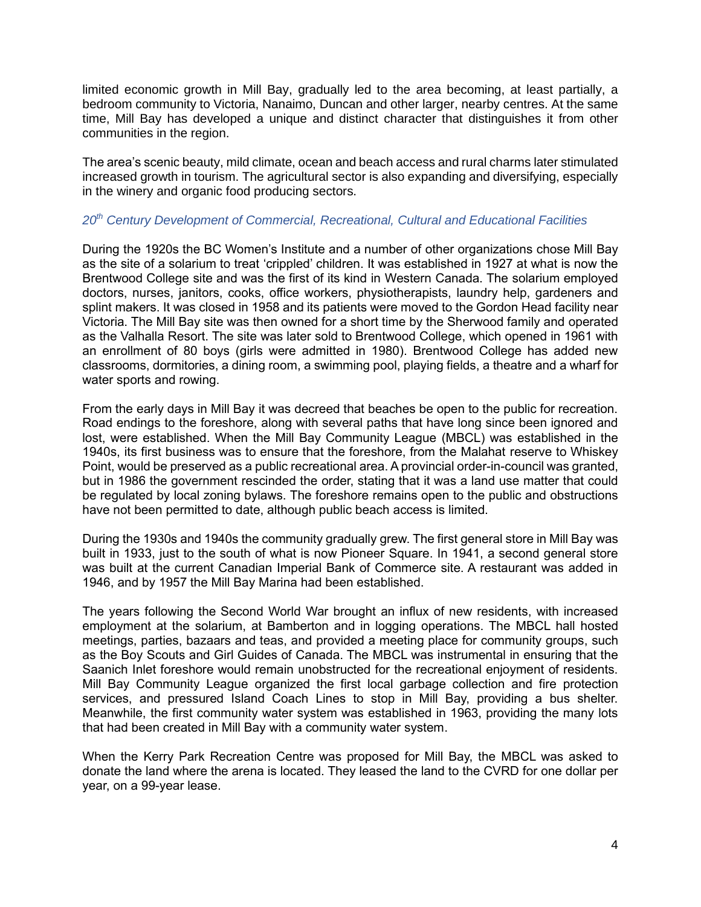limited economic growth in Mill Bay, gradually led to the area becoming, at least partially, a bedroom community to Victoria, Nanaimo, Duncan and other larger, nearby centres. At the same time, Mill Bay has developed a unique and distinct character that distinguishes it from other communities in the region.

The area's scenic beauty, mild climate, ocean and beach access and rural charms later stimulated increased growth in tourism. The agricultural sector is also expanding and diversifying, especially in the winery and organic food producing sectors.

### *20th Century Development of Commercial, Recreational, Cultural and Educational Facilities*

During the 1920s the BC Women's Institute and a number of other organizations chose Mill Bay as the site of a solarium to treat 'crippled' children. It was established in 1927 at what is now the Brentwood College site and was the first of its kind in Western Canada. The solarium employed doctors, nurses, janitors, cooks, office workers, physiotherapists, laundry help, gardeners and splint makers. It was closed in 1958 and its patients were moved to the Gordon Head facility near Victoria. The Mill Bay site was then owned for a short time by the Sherwood family and operated as the Valhalla Resort. The site was later sold to Brentwood College, which opened in 1961 with an enrollment of 80 boys (girls were admitted in 1980). Brentwood College has added new classrooms, dormitories, a dining room, a swimming pool, playing fields, a theatre and a wharf for water sports and rowing.

From the early days in Mill Bay it was decreed that beaches be open to the public for recreation. Road endings to the foreshore, along with several paths that have long since been ignored and lost, were established. When the Mill Bay Community League (MBCL) was established in the 1940s, its first business was to ensure that the foreshore, from the Malahat reserve to Whiskey Point, would be preserved as a public recreational area. A provincial order-in-council was granted, but in 1986 the government rescinded the order, stating that it was a land use matter that could be regulated by local zoning bylaws. The foreshore remains open to the public and obstructions have not been permitted to date, although public beach access is limited.

During the 1930s and 1940s the community gradually grew. The first general store in Mill Bay was built in 1933, just to the south of what is now Pioneer Square. In 1941, a second general store was built at the current Canadian Imperial Bank of Commerce site. A restaurant was added in 1946, and by 1957 the Mill Bay Marina had been established.

The years following the Second World War brought an influx of new residents, with increased employment at the solarium, at Bamberton and in logging operations. The MBCL hall hosted meetings, parties, bazaars and teas, and provided a meeting place for community groups, such as the Boy Scouts and Girl Guides of Canada. The MBCL was instrumental in ensuring that the Saanich Inlet foreshore would remain unobstructed for the recreational enjoyment of residents. Mill Bay Community League organized the first local garbage collection and fire protection services, and pressured Island Coach Lines to stop in Mill Bay, providing a bus shelter. Meanwhile, the first community water system was established in 1963, providing the many lots that had been created in Mill Bay with a community water system.

When the Kerry Park Recreation Centre was proposed for Mill Bay, the MBCL was asked to donate the land where the arena is located. They leased the land to the CVRD for one dollar per year, on a 99-year lease.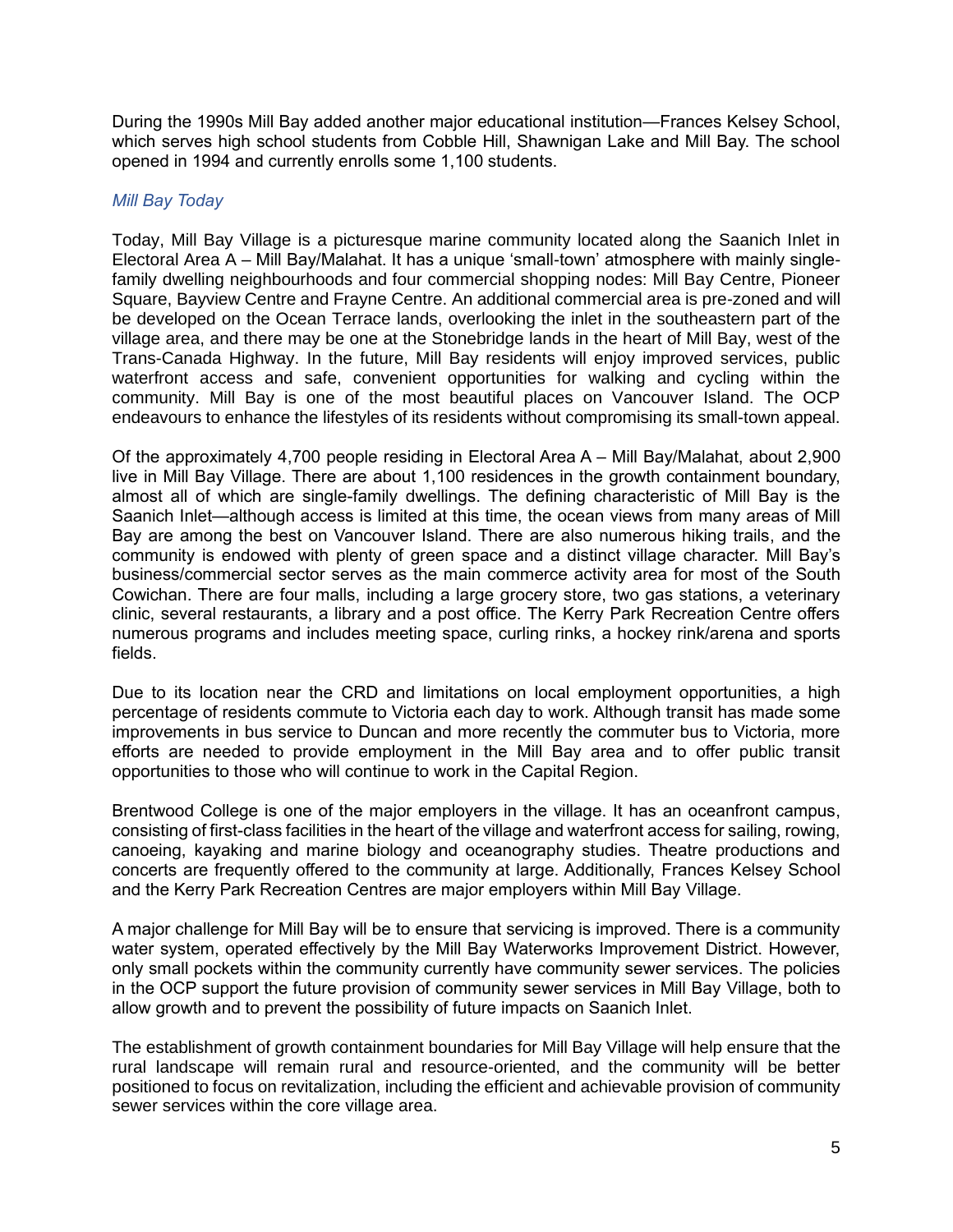During the 1990s Mill Bay added another major educational institution—Frances Kelsey School, which serves high school students from Cobble Hill, Shawnigan Lake and Mill Bay. The school opened in 1994 and currently enrolls some 1,100 students.

### *Mill Bay Today*

Today, Mill Bay Village is a picturesque marine community located along the Saanich Inlet in Electoral Area A – Mill Bay/Malahat. It has a unique 'small-town' atmosphere with mainly single-family dwelling neighbourhoods and four commercial shopping nodes: Mill Bay Centre, Pioneer Square, Bayview Centre and Frayne Centre. An additional commercial area is pre-zoned and will be developed on the Ocean Terrace lands, overlooking the inlet in the southeastern part of the village area, and there may be one at the Stonebridge lands in the heart of Mill Bay, west of the Trans-Canada Highway. In the future, Mill Bay residents will enjoy improved services, public waterfront access and safe, convenient opportunities for walking and cycling within the community. Mill Bay is one of the most beautiful places on Vancouver Island. The OCP endeavours to enhance the lifestyles of its residents without compromising its small-town appeal.

Of the approximately 4,700 people residing in Electoral Area A – Mill Bay/Malahat, about 2,900 live in Mill Bay Village. There are about 1,100 residences in the growth containment boundary, almost all of which are single-family dwellings. The defining characteristic of Mill Bay is the Saanich Inlet—although access is limited at this time, the ocean views from many areas of Mill Bay are among the best on Vancouver Island. There are also numerous hiking trails, and the community is endowed with plenty of green space and a distinct village character. Mill Bay's business/commercial sector serves as the main commerce activity area for most of the South Cowichan. There are four malls, including a large grocery store, two gas stations, a veterinary clinic, several restaurants, a library and a post office. The Kerry Park Recreation Centre offers numerous programs and includes meeting space, curling rinks, a hockey rink/arena and sports fields.

Due to its location near the CRD and limitations on local employment opportunities, a high percentage of residents commute to Victoria each day to work. Although transit has made some improvements in bus service to Duncan and more recently the commuter bus to Victoria, more efforts are needed to provide employment in the Mill Bay area and to offer public transit opportunities to those who will continue to work in the Capital Region.

Brentwood College is one of the major employers in the village. It has an oceanfront campus, consisting of first-class facilities in the heart of the village and waterfront access for sailing, rowing, canoeing, kayaking and marine biology and oceanography studies. Theatre productions and concerts are frequently offered to the community at large. Additionally, Frances Kelsey School and the Kerry Park Recreation Centres are major employers within Mill Bay Village.

A major challenge for Mill Bay will be to ensure that servicing is improved. There is a community water system, operated effectively by the Mill Bay Waterworks Improvement District. However, only small pockets within the community currently have community sewer services. The policies in the OCP support the future provision of community sewer services in Mill Bay Village, both to allow growth and to prevent the possibility of future impacts on Saanich Inlet.

The establishment of growth containment boundaries for Mill Bay Village will help ensure that the rural landscape will remain rural and resource-oriented, and the community will be better positioned to focus on revitalization, including the efficient and achievable provision of community sewer services within the core village area.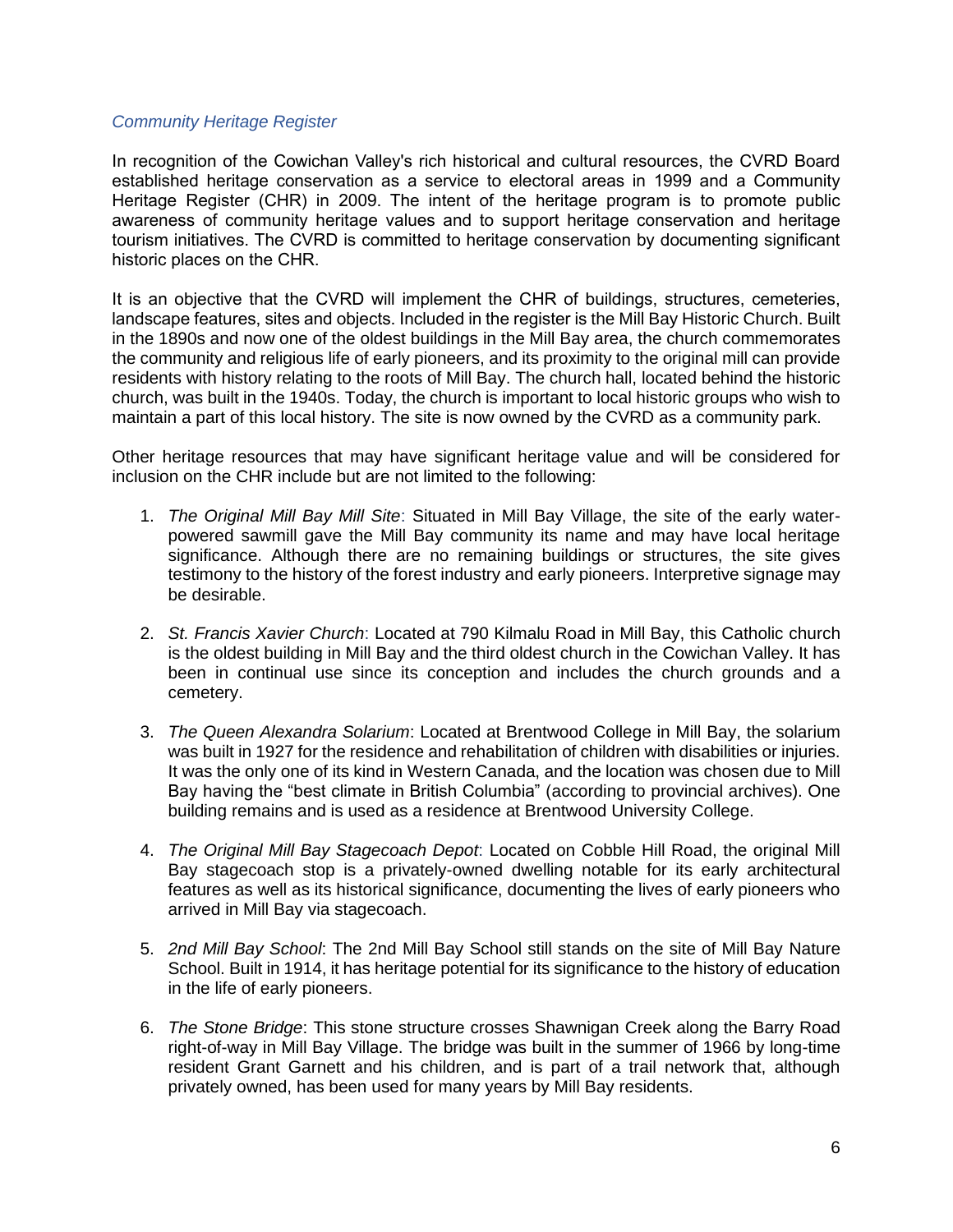### *Community Heritage Register*

In recognition of the Cowichan Valley's rich historical and cultural resources, the CVRD Board established heritage conservation as a service to electoral areas in 1999 and a Community Heritage Register (CHR) in 2009. The intent of the heritage program is to promote public awareness of community heritage values and to support heritage conservation and heritage tourism initiatives. The CVRD is committed to heritage conservation by documenting significant historic places on the CHR.

It is an objective that the CVRD will implement the CHR of buildings, structures, cemeteries, landscape features, sites and objects. Included in the register is the Mill Bay Historic Church. Built in the 1890s and now one of the oldest buildings in the Mill Bay area, the church commemorates the community and religious life of early pioneers, and its proximity to the original mill can provide residents with history relating to the roots of Mill Bay. The church hall, located behind the historic church, was built in the 1940s. Today, the church is important to local historic groups who wish to maintain a part of this local history. The site is now owned by the CVRD as a community park.

Other heritage resources that may have significant heritage value and will be considered for inclusion on the CHR include but are not limited to the following:

1. *The Original Mill Bay Mill Site*: Situated in Mill Bay Village, the site of the early water-powered sawmill gave the Mill Bay community its name and may have local heritage significance. Although there are no remaining buildings or structures, the site gives testimony to the history of the forest industry and early pioneers. Interpretive signage may be desirable.

2. *St. Francis Xavier Church*: Located at 790 Kilmalu Road in Mill Bay, this Catholic church is the oldest building in Mill Bay and the third oldest church in the Cowichan Valley. It has been in continual use since its conception and includes the church grounds and a cemetery.

3. *The Queen Alexandra Solarium*: Located at Brentwood College in Mill Bay, the solarium was built in 1927 for the residence and rehabilitation of children with disabilities or injuries. It was the only one of its kind in Western Canada, and the location was chosen due to Mill Bay having the "best climate in British Columbia" (according to provincial archives). One building remains and is used as a residence at Brentwood University College.

4. *The Original Mill Bay Stagecoach Depot*: Located on Cobble Hill Road, the original Mill Bay stagecoach stop is a privately-owned dwelling notable for its early architectural features as well as its historical significance, documenting the lives of early pioneers who arrived in Mill Bay via stagecoach.

5. *2nd Mill Bay School*: The 2nd Mill Bay School still stands on the site of Mill Bay Nature School. Built in 1914, it has heritage potential for its significance to the history of education in the life of early pioneers.

6. *The Stone Bridge*: This stone structure crosses Shawnigan Creek along the Barry Road right-of-way in Mill Bay Village. The bridge was built in the summer of 1966 by long-time resident Grant Garnett and his children, and is part of a trail network that, although privately owned, has been used for many years by Mill Bay residents.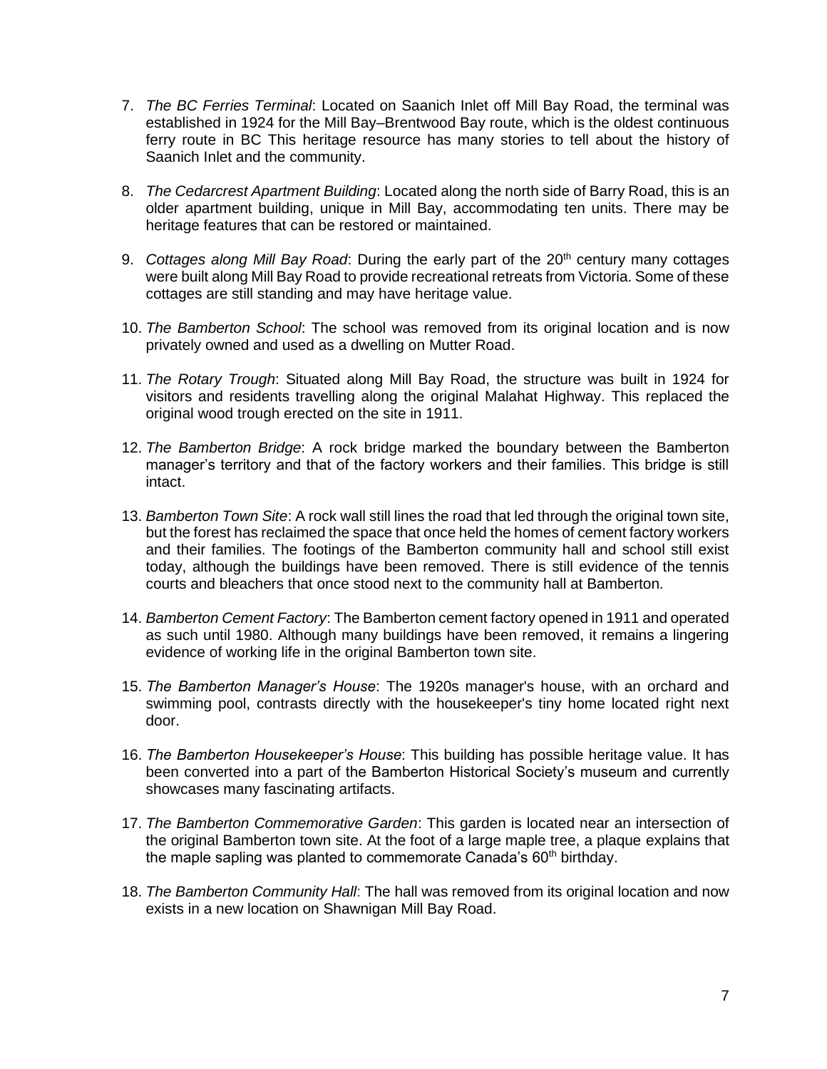7. *The BC Ferries Terminal*: Located on Saanich Inlet off Mill Bay Road, the terminal was established in 1924 for the Mill Bay–Brentwood Bay route, which is the oldest continuous ferry route in BC This heritage resource has many stories to tell about the history of Saanich Inlet and the community.

8. *The Cedarcrest Apartment Building*: Located along the north side of Barry Road, this is an older apartment building, unique in Mill Bay, accommodating ten units. There may be heritage features that can be restored or maintained.

9. *Cottages along Mill Bay Road*: During the early part of the 20th century many cottages were built along Mill Bay Road to provide recreational retreats from Victoria. Some of these cottages are still standing and may have heritage value.

10. *The Bamberton School*: The school was removed from its original location and is now privately owned and used as a dwelling on Mutter Road.

11. *The Rotary Trough*: Situated along Mill Bay Road, the structure was built in 1924 for visitors and residents travelling along the original Malahat Highway. This replaced the original wood trough erected on the site in 1911.

12. *The Bamberton Bridge*: A rock bridge marked the boundary between the Bamberton manager's territory and that of the factory workers and their families. This bridge is still intact.

13. *Bamberton Town Site*: A rock wall still lines the road that led through the original town site, but the forest has reclaimed the space that once held the homes of cement factory workers and their families. The footings of the Bamberton community hall and school still exist today, although the buildings have been removed. There is still evidence of the tennis courts and bleachers that once stood next to the community hall at Bamberton.

14. *Bamberton Cement Factory*: The Bamberton cement factory opened in 1911 and operated as such until 1980. Although many buildings have been removed, it remains a lingering evidence of working life in the original Bamberton town site.

15. *The Bamberton Manager's House*: The 1920s manager's house, with an orchard and swimming pool, contrasts directly with the housekeeper's tiny home located right next door.

16. *The Bamberton Housekeeper's House*: This building has possible heritage value. It has been converted into a part of the Bamberton Historical Society's museum and currently showcases many fascinating artifacts.

17. *The Bamberton Commemorative Garden*: This garden is located near an intersection of the original Bamberton town site. At the foot of a large maple tree, a plaque explains that the maple sapling was planted to commemorate Canada's 60th birthday.

18. *The Bamberton Community Hall*: The hall was removed from its original location and now exists in a new location on Shawnigan Mill Bay Road.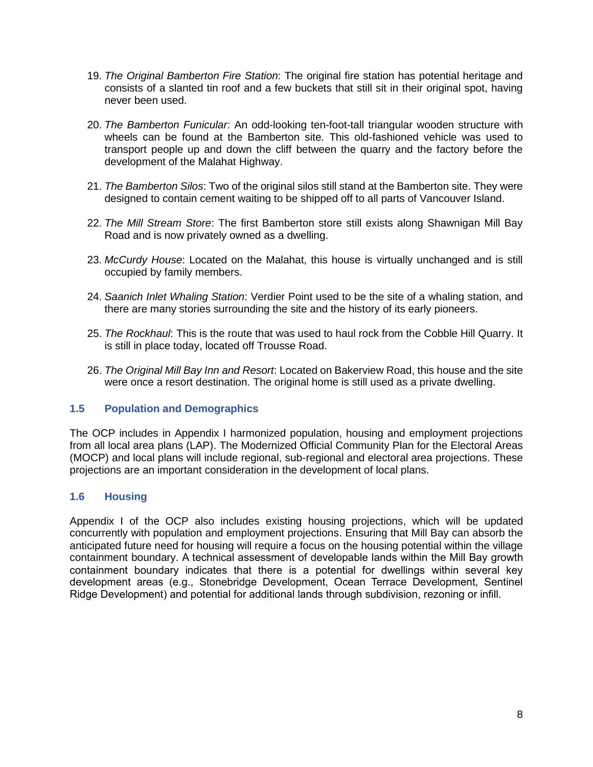19. *The Original Bamberton Fire Station*: The original fire station has potential heritage and consists of a slanted tin roof and a few buckets that still sit in their original spot, having never been used.

20. *The Bamberton Funicular*: An odd-looking ten-foot-tall triangular wooden structure with wheels can be found at the Bamberton site. This old-fashioned vehicle was used to transport people up and down the cliff between the quarry and the factory before the development of the Malahat Highway.

21. *The Bamberton Silos*: Two of the original silos still stand at the Bamberton site. They were designed to contain cement waiting to be shipped off to all parts of Vancouver Island.

22. *The Mill Stream Store*: The first Bamberton store still exists along Shawnigan Mill Bay Road and is now privately owned as a dwelling.

23. *McCurdy House*: Located on the Malahat, this house is virtually unchanged and is still occupied by family members.

24. *Saanich Inlet Whaling Station*: Verdier Point used to be the site of a whaling station, and there are many stories surrounding the site and the history of its early pioneers.

25. *The Rockhaul*: This is the route that was used to haul rock from the Cobble Hill Quarry. It is still in place today, located off Trousse Road.

26. *The Original Mill Bay Inn and Resort*: Located on Bakerview Road, this house and the site were once a resort destination. The original home is still used as a private dwelling.

### 1.5 Population and Demographics

The OCP includes in Appendix I harmonized population, housing and employment projections from all local area plans (LAP). The Modernized Official Community Plan for the Electoral Areas (MOCP) and local plans will include regional, sub-regional and electoral area projections. These projections are an important consideration in the development of local plans.

### 1.6 Housing

Appendix I of the OCP also includes existing housing projections, which will be updated concurrently with population and employment projections. Ensuring that Mill Bay can absorb the anticipated future need for housing will require a focus on the housing potential within the village containment boundary. A technical assessment of developable lands within the Mill Bay growth containment boundary indicates that there is a potential for dwellings within several key development areas (e.g., Stonebridge Development, Ocean Terrace Development, Sentinel Ridge Development) and potential for additional lands through subdivision, rezoning or infill.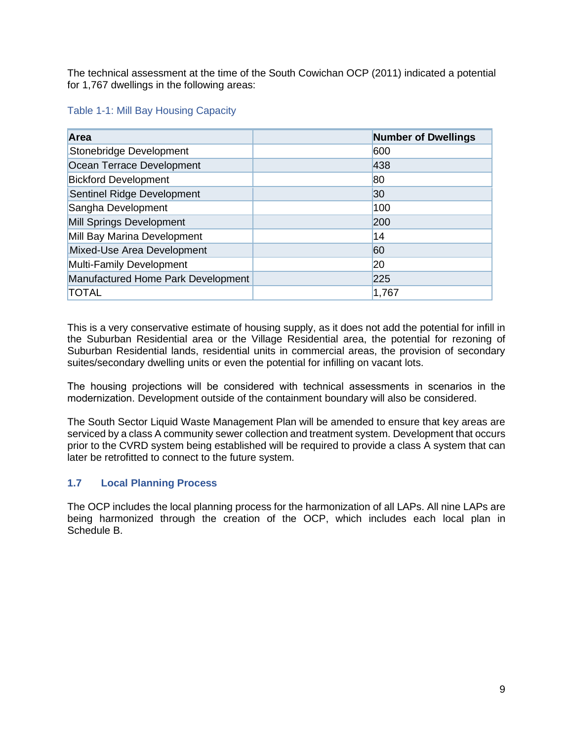The technical assessment at the time of the South Cowichan OCP (2011) indicated a potential for 1,767 dwellings in the following areas:

Table 1-1: Mill Bay Housing Capacity

| Area | | Number of Dwellings |
|---|---|---|
| Stonebridge Development | | 600 |
| Ocean Terrace Development | | 438 |
| Bickford Development | | 80 |
| Sentinel Ridge Development | | 30 |
| Sangha Development | | 100 |
| Mill Springs Development | | 200 |
| Mill Bay Marina Development | | 14 |
| Mixed-Use Area Development | | 60 |
| Multi-Family Development | | 20 |
| Manufactured Home Park Development | | 225 |
| TOTAL | | 1,767 |

This is a very conservative estimate of housing supply, as it does not add the potential for infill in the Suburban Residential area or the Village Residential area, the potential for rezoning of Suburban Residential lands, residential units in commercial areas, the provision of secondary suites/secondary dwelling units or even the potential for infilling on vacant lots.

The housing projections will be considered with technical assessments in scenarios in the modernization. Development outside of the containment boundary will also be considered.

The South Sector Liquid Waste Management Plan will be amended to ensure that key areas are serviced by a class A community sewer collection and treatment system. Development that occurs prior to the CVRD system being established will be required to provide a class A system that can later be retrofitted to connect to the future system.

### 1.7 Local Planning Process

The OCP includes the local planning process for the harmonization of all LAPs. All nine LAPs are being harmonized through the creation of the OCP, which includes each local plan in Schedule B.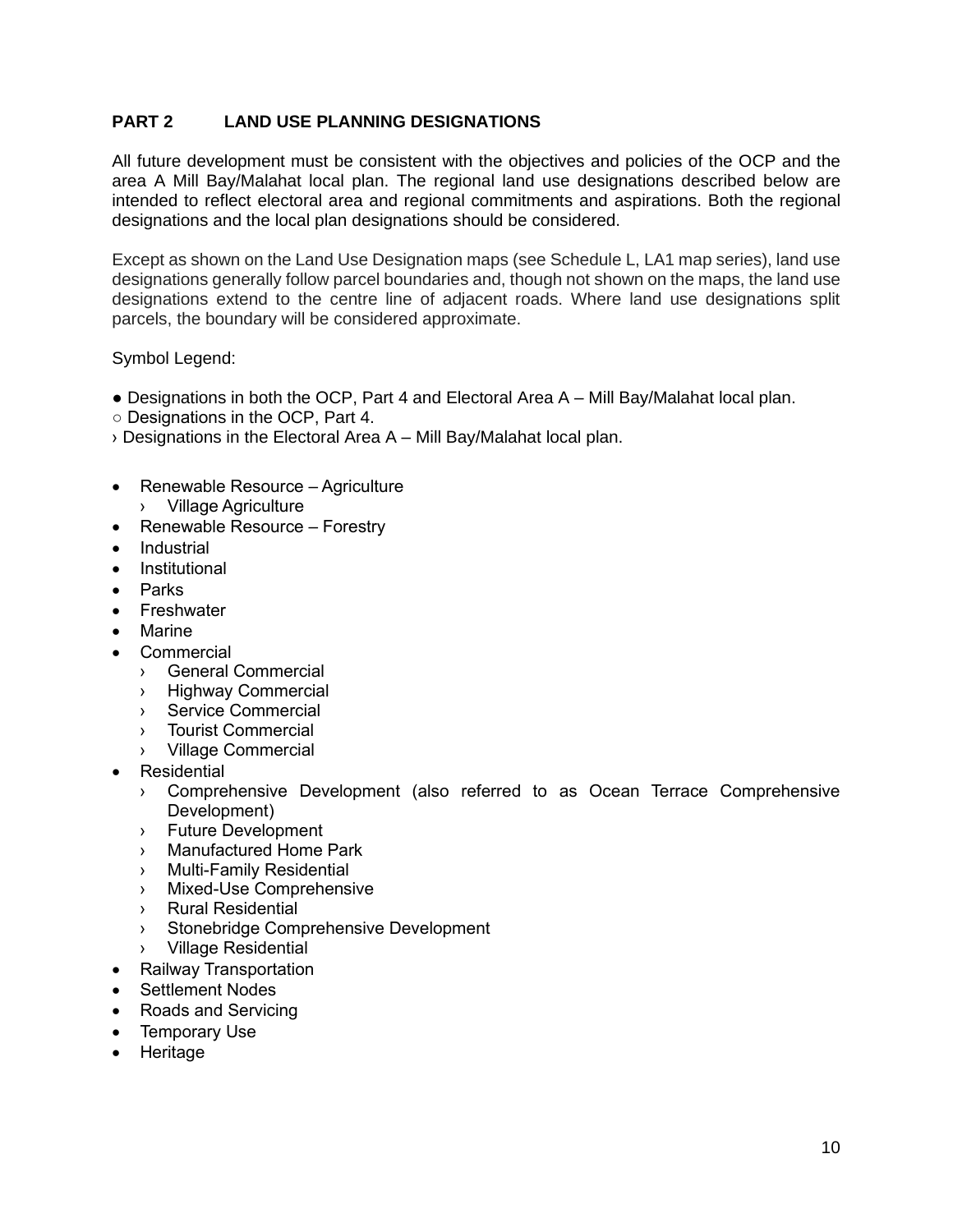## PART 2 LAND USE PLANNING DESIGNATIONS

All future development must be consistent with the objectives and policies of the OCP and the area A Mill Bay/Malahat local plan. The regional land use designations described below are intended to reflect electoral area and regional commitments and aspirations. Both the regional designations and the local plan designations should be considered.

Except as shown on the Land Use Designation maps (see Schedule L, LA1 map series), land use designations generally follow parcel boundaries and, though not shown on the maps, the land use designations extend to the centre line of adjacent roads. Where land use designations split parcels, the boundary will be considered approximate.

Symbol Legend:

● Designations in both the OCP, Part 4 and Electoral Area A – Mill Bay/Malahat local plan.
○ Designations in the OCP, Part 4.
› Designations in the Electoral Area A – Mill Bay/Malahat local plan.

- Renewable Resource – Agriculture
  - › Village Agriculture
- Renewable Resource – Forestry
- Industrial
- Institutional
- Parks
- Freshwater
- Marine
- Commercial
  - › General Commercial
  - › Highway Commercial
  - › Service Commercial
  - › Tourist Commercial
  - › Village Commercial
- Residential
  - › Comprehensive Development (also referred to as Ocean Terrace Comprehensive Development)
  - › Future Development
  - › Manufactured Home Park
  - › Multi-Family Residential
  - › Mixed-Use Comprehensive
  - › Rural Residential
  - › Stonebridge Comprehensive Development
  - › Village Residential
- Railway Transportation
- Settlement Nodes
- Roads and Servicing
- Temporary Use
- Heritage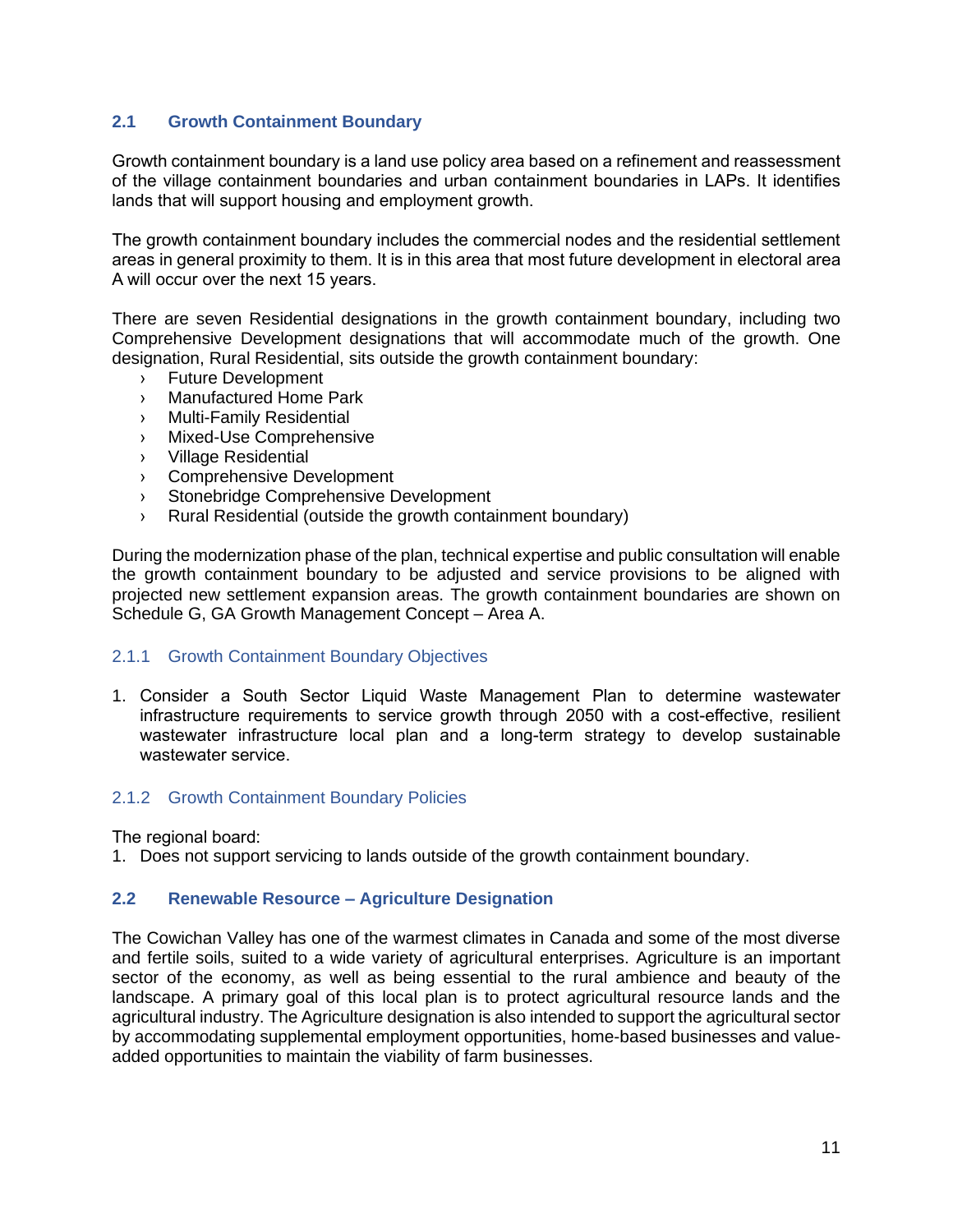## 2.1 Growth Containment Boundary

Growth containment boundary is a land use policy area based on a refinement and reassessment of the village containment boundaries and urban containment boundaries in LAPs. It identifies lands that will support housing and employment growth.

The growth containment boundary includes the commercial nodes and the residential settlement areas in general proximity to them. It is in this area that most future development in electoral area A will occur over the next 15 years.

There are seven Residential designations in the growth containment boundary, including two Comprehensive Development designations that will accommodate much of the growth. One designation, Rural Residential, sits outside the growth containment boundary:

- Future Development
- Manufactured Home Park
- Multi-Family Residential
- Mixed-Use Comprehensive
- Village Residential
- Comprehensive Development
- Stonebridge Comprehensive Development
- Rural Residential (outside the growth containment boundary)

During the modernization phase of the plan, technical expertise and public consultation will enable the growth containment boundary to be adjusted and service provisions to be aligned with projected new settlement expansion areas. The growth containment boundaries are shown on Schedule G, GA Growth Management Concept – Area A.

### 2.1.1 Growth Containment Boundary Objectives

1. Consider a South Sector Liquid Waste Management Plan to determine wastewater infrastructure requirements to service growth through 2050 with a cost-effective, resilient wastewater infrastructure local plan and a long-term strategy to develop sustainable wastewater service.

### 2.1.2 Growth Containment Boundary Policies

The regional board:

1. Does not support servicing to lands outside of the growth containment boundary.

## 2.2 Renewable Resource – Agriculture Designation

The Cowichan Valley has one of the warmest climates in Canada and some of the most diverse and fertile soils, suited to a wide variety of agricultural enterprises. Agriculture is an important sector of the economy, as well as being essential to the rural ambience and beauty of the landscape. A primary goal of this local plan is to protect agricultural resource lands and the agricultural industry. The Agriculture designation is also intended to support the agricultural sector by accommodating supplemental employment opportunities, home-based businesses and value-added opportunities to maintain the viability of farm businesses.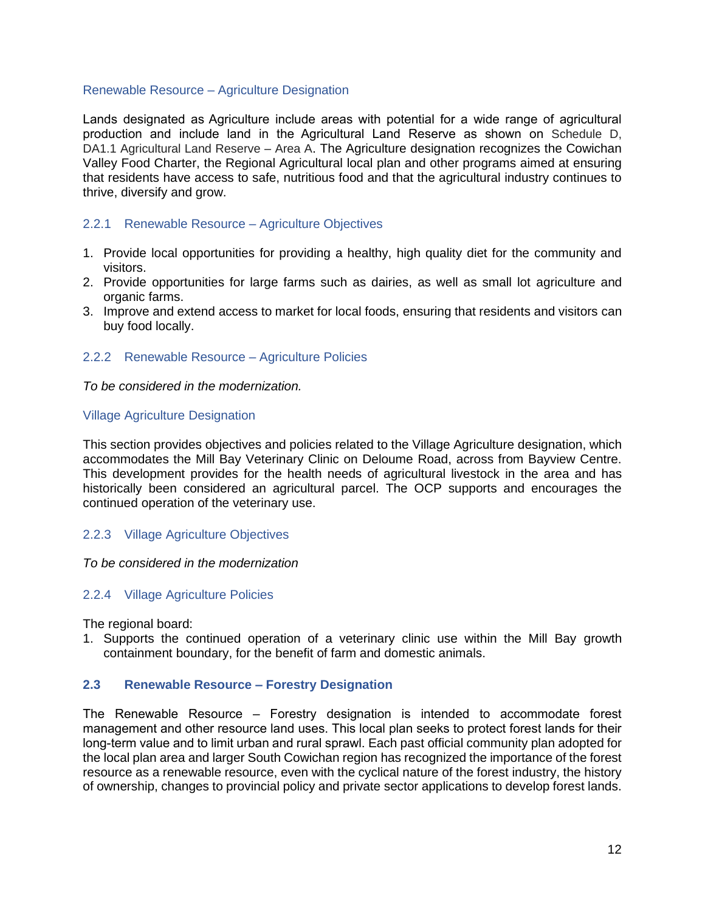### Renewable Resource – Agriculture Designation

Lands designated as Agriculture include areas with potential for a wide range of agricultural production and include land in the Agricultural Land Reserve as shown on Schedule D, DA1.1 Agricultural Land Reserve – Area A. The Agriculture designation recognizes the Cowichan Valley Food Charter, the Regional Agricultural local plan and other programs aimed at ensuring that residents have access to safe, nutritious food and that the agricultural industry continues to thrive, diversify and grow.

#### 2.2.1 Renewable Resource – Agriculture Objectives

1. Provide local opportunities for providing a healthy, high quality diet for the community and visitors.
2. Provide opportunities for large farms such as dairies, as well as small lot agriculture and organic farms.
3. Improve and extend access to market for local foods, ensuring that residents and visitors can buy food locally.

#### 2.2.2 Renewable Resource – Agriculture Policies

*To be considered in the modernization.*

### Village Agriculture Designation

This section provides objectives and policies related to the Village Agriculture designation, which accommodates the Mill Bay Veterinary Clinic on Deloume Road, across from Bayview Centre. This development provides for the health needs of agricultural livestock in the area and has historically been considered an agricultural parcel. The OCP supports and encourages the continued operation of the veterinary use.

#### 2.2.3 Village Agriculture Objectives

*To be considered in the modernization*

#### 2.2.4 Village Agriculture Policies

The regional board:

1. Supports the continued operation of a veterinary clinic use within the Mill Bay growth containment boundary, for the benefit of farm and domestic animals.

## 2.3 Renewable Resource – Forestry Designation

The Renewable Resource – Forestry designation is intended to accommodate forest management and other resource land uses. This local plan seeks to protect forest lands for their long-term value and to limit urban and rural sprawl. Each past official community plan adopted for the local plan area and larger South Cowichan region has recognized the importance of the forest resource as a renewable resource, even with the cyclical nature of the forest industry, the history of ownership, changes to provincial policy and private sector applications to develop forest lands.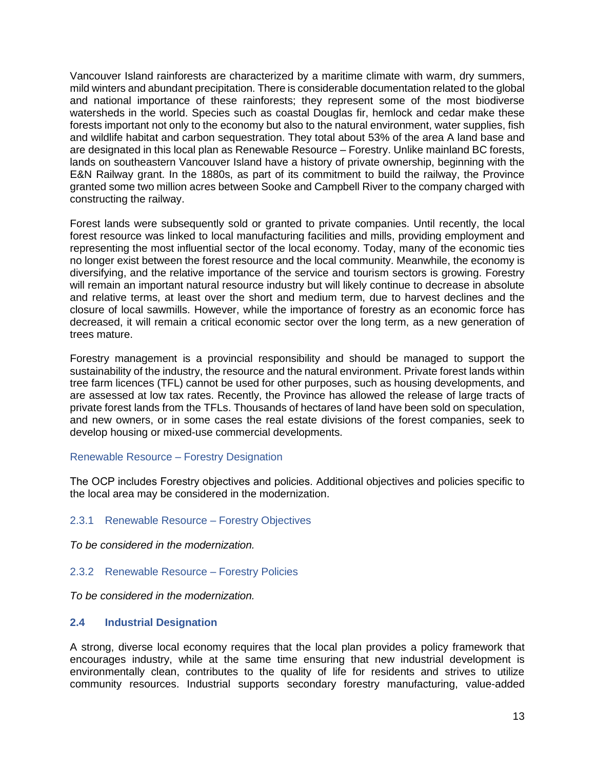Vancouver Island rainforests are characterized by a maritime climate with warm, dry summers, mild winters and abundant precipitation. There is considerable documentation related to the global and national importance of these rainforests; they represent some of the most biodiverse watersheds in the world. Species such as coastal Douglas fir, hemlock and cedar make these forests important not only to the economy but also to the natural environment, water supplies, fish and wildlife habitat and carbon sequestration. They total about 53% of the area A land base and are designated in this local plan as Renewable Resource – Forestry. Unlike mainland BC forests, lands on southeastern Vancouver Island have a history of private ownership, beginning with the E&N Railway grant. In the 1880s, as part of its commitment to build the railway, the Province granted some two million acres between Sooke and Campbell River to the company charged with constructing the railway.

Forest lands were subsequently sold or granted to private companies. Until recently, the local forest resource was linked to local manufacturing facilities and mills, providing employment and representing the most influential sector of the local economy. Today, many of the economic ties no longer exist between the forest resource and the local community. Meanwhile, the economy is diversifying, and the relative importance of the service and tourism sectors is growing. Forestry will remain an important natural resource industry but will likely continue to decrease in absolute and relative terms, at least over the short and medium term, due to harvest declines and the closure of local sawmills. However, while the importance of forestry as an economic force has decreased, it will remain a critical economic sector over the long term, as a new generation of trees mature.

Forestry management is a provincial responsibility and should be managed to support the sustainability of the industry, the resource and the natural environment. Private forest lands within tree farm licences (TFL) cannot be used for other purposes, such as housing developments, and are assessed at low tax rates. Recently, the Province has allowed the release of large tracts of private forest lands from the TFLs. Thousands of hectares of land have been sold on speculation, and new owners, or in some cases the real estate divisions of the forest companies, seek to develop housing or mixed-use commercial developments.

### Renewable Resource – Forestry Designation

The OCP includes Forestry objectives and policies. Additional objectives and policies specific to the local area may be considered in the modernization.

#### 2.3.1 Renewable Resource – Forestry Objectives

*To be considered in the modernization.*

#### 2.3.2 Renewable Resource – Forestry Policies

*To be considered in the modernization.*

## 2.4 Industrial Designation

A strong, diverse local economy requires that the local plan provides a policy framework that encourages industry, while at the same time ensuring that new industrial development is environmentally clean, contributes to the quality of life for residents and strives to utilize community resources. Industrial supports secondary forestry manufacturing, value-added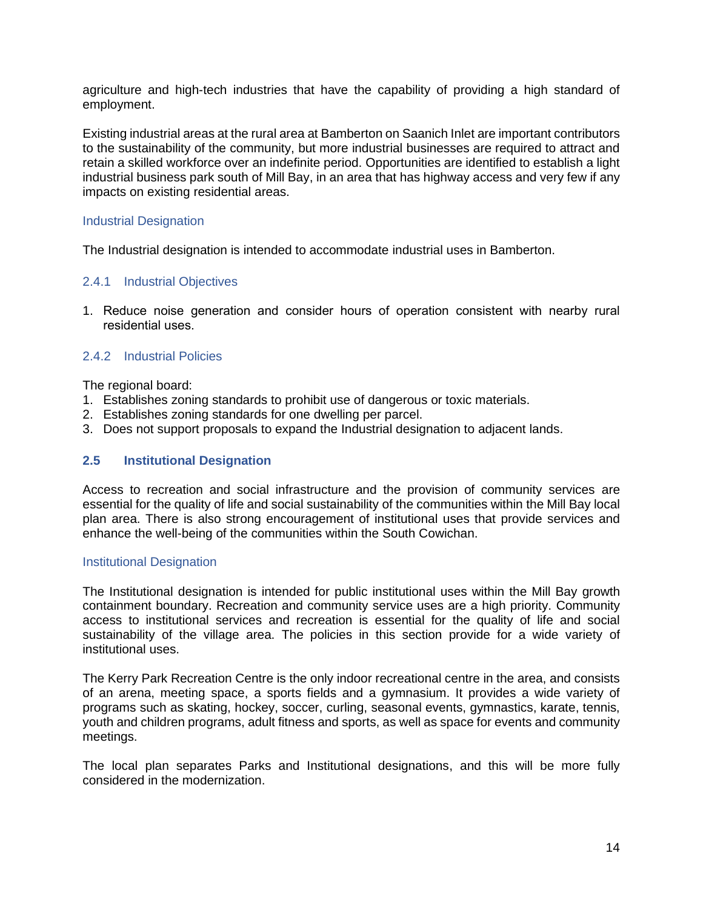agriculture and high-tech industries that have the capability of providing a high standard of employment.

Existing industrial areas at the rural area at Bamberton on Saanich Inlet are important contributors to the sustainability of the community, but more industrial businesses are required to attract and retain a skilled workforce over an indefinite period. Opportunities are identified to establish a light industrial business park south of Mill Bay, in an area that has highway access and very few if any impacts on existing residential areas.

### Industrial Designation

The Industrial designation is intended to accommodate industrial uses in Bamberton.

### 2.4.1 Industrial Objectives

1. Reduce noise generation and consider hours of operation consistent with nearby rural residential uses.

### 2.4.2 Industrial Policies

The regional board:

1. Establishes zoning standards to prohibit use of dangerous or toxic materials.
2. Establishes zoning standards for one dwelling per parcel.
3. Does not support proposals to expand the Industrial designation to adjacent lands.

## 2.5 Institutional Designation

Access to recreation and social infrastructure and the provision of community services are essential for the quality of life and social sustainability of the communities within the Mill Bay local plan area. There is also strong encouragement of institutional uses that provide services and enhance the well-being of the communities within the South Cowichan.

### Institutional Designation

The Institutional designation is intended for public institutional uses within the Mill Bay growth containment boundary. Recreation and community service uses are a high priority. Community access to institutional services and recreation is essential for the quality of life and social sustainability of the village area. The policies in this section provide for a wide variety of institutional uses.

The Kerry Park Recreation Centre is the only indoor recreational centre in the area, and consists of an arena, meeting space, a sports fields and a gymnasium. It provides a wide variety of programs such as skating, hockey, soccer, curling, seasonal events, gymnastics, karate, tennis, youth and children programs, adult fitness and sports, as well as space for events and community meetings.

The local plan separates Parks and Institutional designations, and this will be more fully considered in the modernization.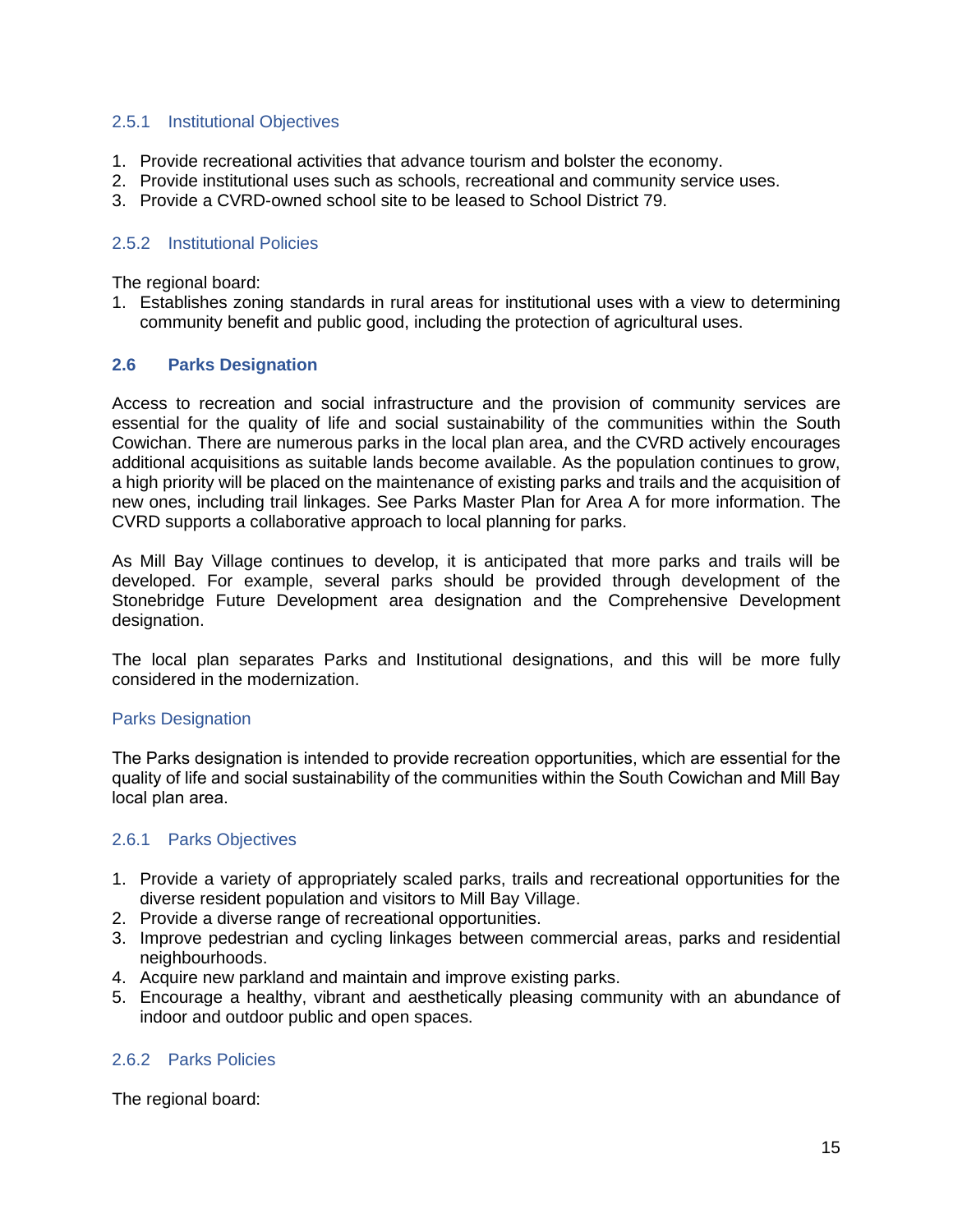### 2.5.1 Institutional Objectives

1. Provide recreational activities that advance tourism and bolster the economy.
2. Provide institutional uses such as schools, recreational and community service uses.
3. Provide a CVRD-owned school site to be leased to School District 79.

### 2.5.2 Institutional Policies

The regional board:

1. Establishes zoning standards in rural areas for institutional uses with a view to determining community benefit and public good, including the protection of agricultural uses.

## 2.6 Parks Designation

Access to recreation and social infrastructure and the provision of community services are essential for the quality of life and social sustainability of the communities within the South Cowichan. There are numerous parks in the local plan area, and the CVRD actively encourages additional acquisitions as suitable lands become available. As the population continues to grow, a high priority will be placed on the maintenance of existing parks and trails and the acquisition of new ones, including trail linkages. See Parks Master Plan for Area A for more information. The CVRD supports a collaborative approach to local planning for parks.

As Mill Bay Village continues to develop, it is anticipated that more parks and trails will be developed. For example, several parks should be provided through development of the Stonebridge Future Development area designation and the Comprehensive Development designation.

The local plan separates Parks and Institutional designations, and this will be more fully considered in the modernization.

### Parks Designation

The Parks designation is intended to provide recreation opportunities, which are essential for the quality of life and social sustainability of the communities within the South Cowichan and Mill Bay local plan area.

### 2.6.1 Parks Objectives

1. Provide a variety of appropriately scaled parks, trails and recreational opportunities for the diverse resident population and visitors to Mill Bay Village.
2. Provide a diverse range of recreational opportunities.
3. Improve pedestrian and cycling linkages between commercial areas, parks and residential neighbourhoods.
4. Acquire new parkland and maintain and improve existing parks.
5. Encourage a healthy, vibrant and aesthetically pleasing community with an abundance of indoor and outdoor public and open spaces.

### 2.6.2 Parks Policies

The regional board: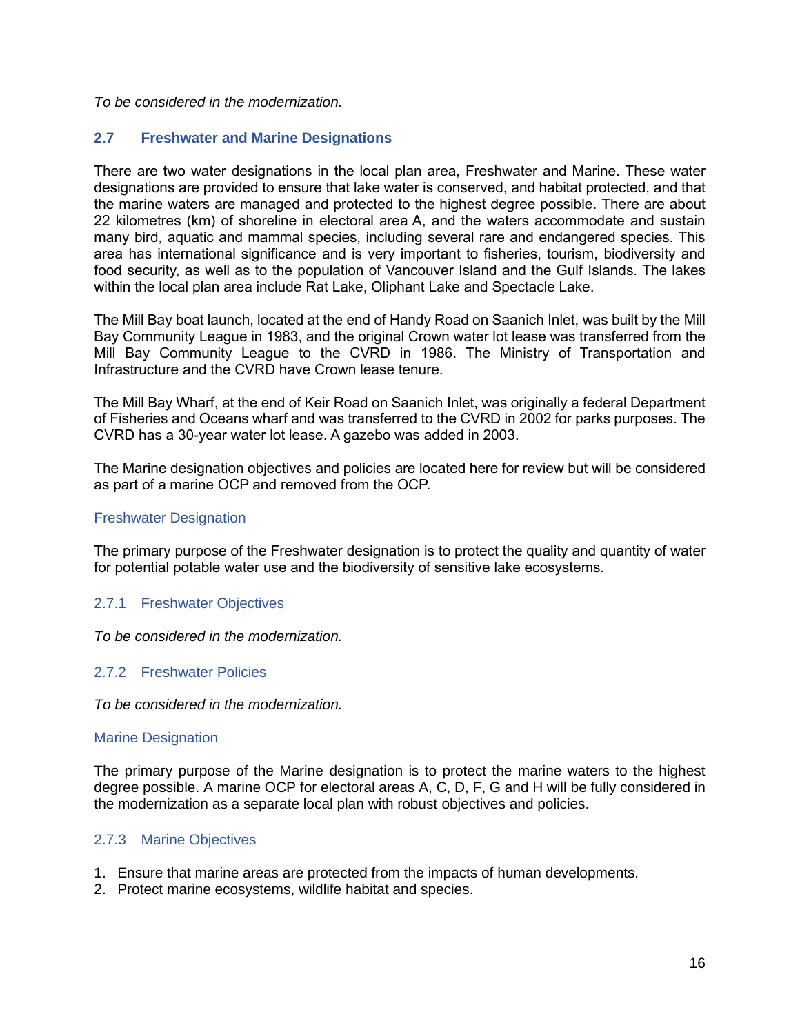*To be considered in the modernization.*

## 2.7 Freshwater and Marine Designations

There are two water designations in the local plan area, Freshwater and Marine. These water designations are provided to ensure that lake water is conserved, and habitat protected, and that the marine waters are managed and protected to the highest degree possible. There are about 22 kilometres (km) of shoreline in electoral area A, and the waters accommodate and sustain many bird, aquatic and mammal species, including several rare and endangered species. This area has international significance and is very important to fisheries, tourism, biodiversity and food security, as well as to the population of Vancouver Island and the Gulf Islands. The lakes within the local plan area include Rat Lake, Oliphant Lake and Spectacle Lake.

The Mill Bay boat launch, located at the end of Handy Road on Saanich Inlet, was built by the Mill Bay Community League in 1983, and the original Crown water lot lease was transferred from the Mill Bay Community League to the CVRD in 1986. The Ministry of Transportation and Infrastructure and the CVRD have Crown lease tenure.

The Mill Bay Wharf, at the end of Keir Road on Saanich Inlet, was originally a federal Department of Fisheries and Oceans wharf and was transferred to the CVRD in 2002 for parks purposes. The CVRD has a 30-year water lot lease. A gazebo was added in 2003.

The Marine designation objectives and policies are located here for review but will be considered as part of a marine OCP and removed from the OCP.

### Freshwater Designation

The primary purpose of the Freshwater designation is to protect the quality and quantity of water for potential potable water use and the biodiversity of sensitive lake ecosystems.

### 2.7.1 Freshwater Objectives

*To be considered in the modernization.*

### 2.7.2 Freshwater Policies

*To be considered in the modernization.*

### Marine Designation

The primary purpose of the Marine designation is to protect the marine waters to the highest degree possible. A marine OCP for electoral areas A, C, D, F, G and H will be fully considered in the modernization as a separate local plan with robust objectives and policies.

### 2.7.3 Marine Objectives

1. Ensure that marine areas are protected from the impacts of human developments.
2. Protect marine ecosystems, wildlife habitat and species.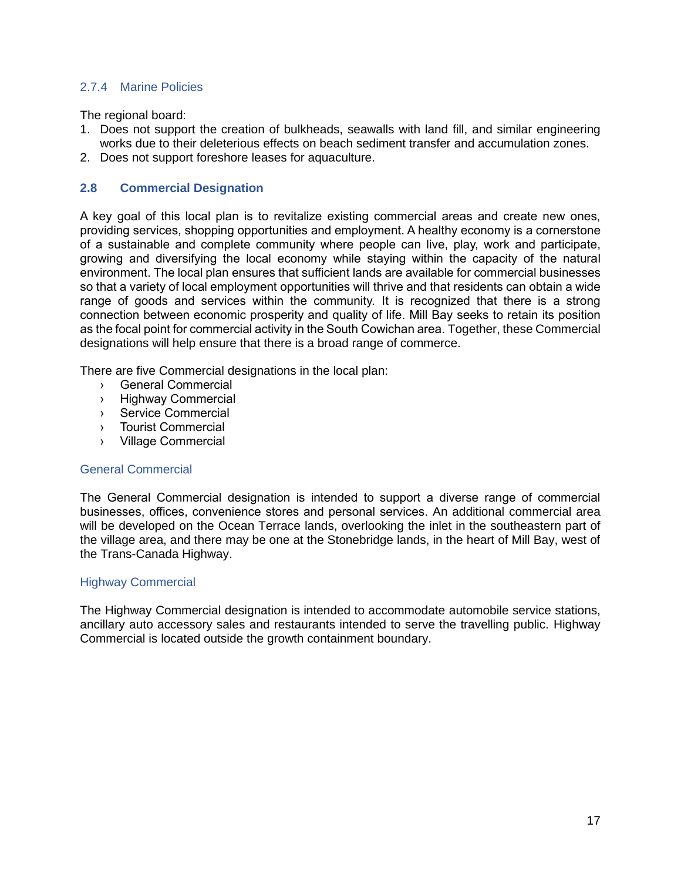### 2.7.4 Marine Policies

The regional board:

1. Does not support the creation of bulkheads, seawalls with land fill, and similar engineering works due to their deleterious effects on beach sediment transfer and accumulation zones.
2. Does not support foreshore leases for aquaculture.

## 2.8 Commercial Designation

A key goal of this local plan is to revitalize existing commercial areas and create new ones, providing services, shopping opportunities and employment. A healthy economy is a cornerstone of a sustainable and complete community where people can live, play, work and participate, growing and diversifying the local economy while staying within the capacity of the natural environment. The local plan ensures that sufficient lands are available for commercial businesses so that a variety of local employment opportunities will thrive and that residents can obtain a wide range of goods and services within the community. It is recognized that there is a strong connection between economic prosperity and quality of life. Mill Bay seeks to retain its position as the focal point for commercial activity in the South Cowichan area. Together, these Commercial designations will help ensure that there is a broad range of commerce.

There are five Commercial designations in the local plan:

- General Commercial
- Highway Commercial
- Service Commercial
- Tourist Commercial
- Village Commercial

### General Commercial

The General Commercial designation is intended to support a diverse range of commercial businesses, offices, convenience stores and personal services. An additional commercial area will be developed on the Ocean Terrace lands, overlooking the inlet in the southeastern part of the village area, and there may be one at the Stonebridge lands, in the heart of Mill Bay, west of the Trans-Canada Highway.

### Highway Commercial

The Highway Commercial designation is intended to accommodate automobile service stations, ancillary auto accessory sales and restaurants intended to serve the travelling public. Highway Commercial is located outside the growth containment boundary.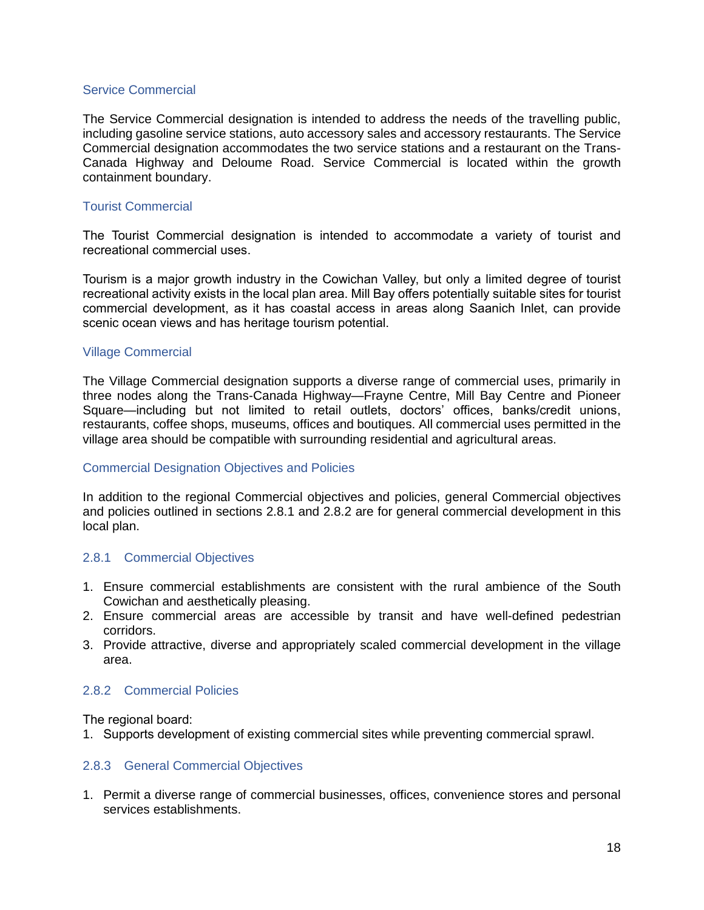### Service Commercial

The Service Commercial designation is intended to address the needs of the travelling public, including gasoline service stations, auto accessory sales and accessory restaurants. The Service Commercial designation accommodates the two service stations and a restaurant on the Trans-Canada Highway and Deloume Road. Service Commercial is located within the growth containment boundary.

### Tourist Commercial

The Tourist Commercial designation is intended to accommodate a variety of tourist and recreational commercial uses.

Tourism is a major growth industry in the Cowichan Valley, but only a limited degree of tourist recreational activity exists in the local plan area. Mill Bay offers potentially suitable sites for tourist commercial development, as it has coastal access in areas along Saanich Inlet, can provide scenic ocean views and has heritage tourism potential.

### Village Commercial

The Village Commercial designation supports a diverse range of commercial uses, primarily in three nodes along the Trans-Canada Highway—Frayne Centre, Mill Bay Centre and Pioneer Square—including but not limited to retail outlets, doctors' offices, banks/credit unions, restaurants, coffee shops, museums, offices and boutiques. All commercial uses permitted in the village area should be compatible with surrounding residential and agricultural areas.

### Commercial Designation Objectives and Policies

In addition to the regional Commercial objectives and policies, general Commercial objectives and policies outlined in sections 2.8.1 and 2.8.2 are for general commercial development in this local plan.

### 2.8.1 Commercial Objectives

1. Ensure commercial establishments are consistent with the rural ambience of the South Cowichan and aesthetically pleasing.
2. Ensure commercial areas are accessible by transit and have well-defined pedestrian corridors.
3. Provide attractive, diverse and appropriately scaled commercial development in the village area.

### 2.8.2 Commercial Policies

The regional board:

1. Supports development of existing commercial sites while preventing commercial sprawl.

### 2.8.3 General Commercial Objectives

1. Permit a diverse range of commercial businesses, offices, convenience stores and personal services establishments.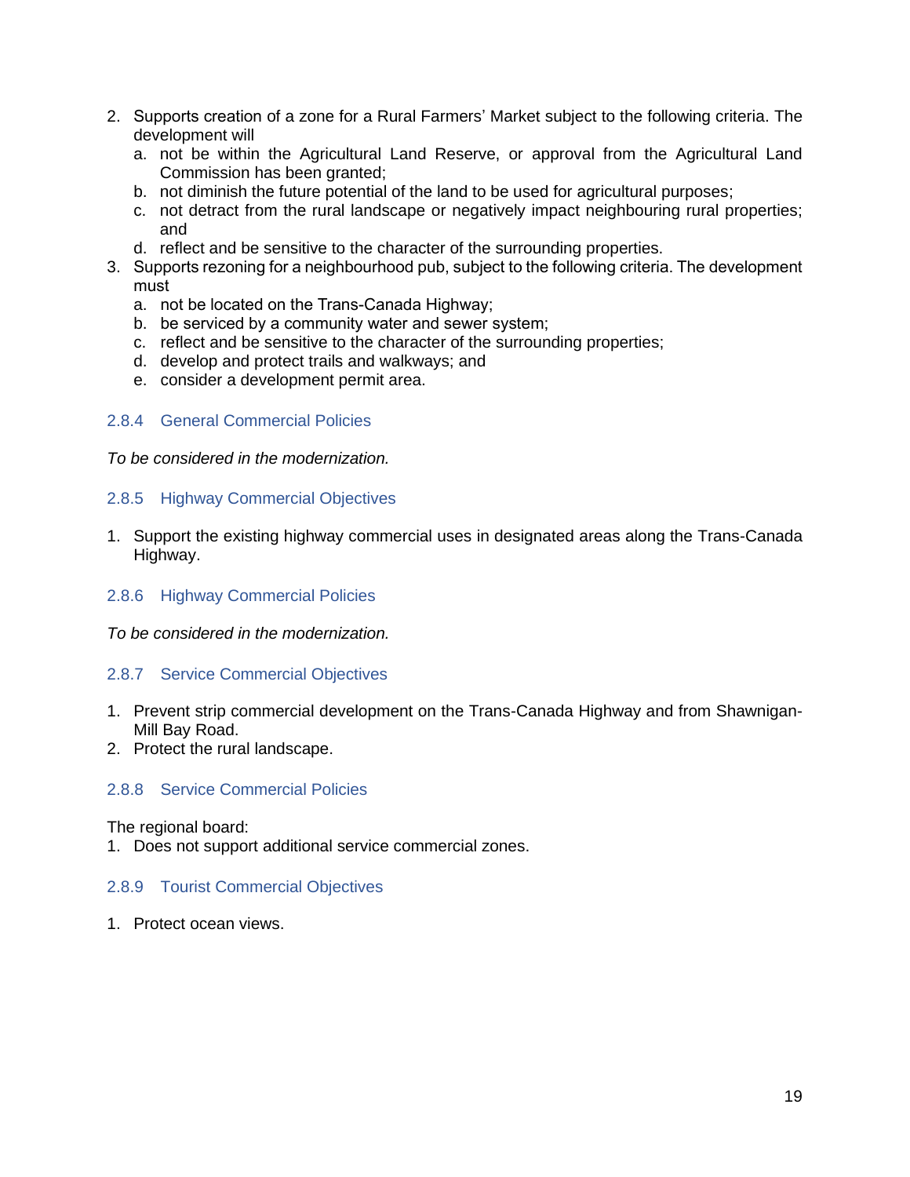2. Supports creation of a zone for a Rural Farmers' Market subject to the following criteria. The development will
   a. not be within the Agricultural Land Reserve, or approval from the Agricultural Land Commission has been granted;
   b. not diminish the future potential of the land to be used for agricultural purposes;
   c. not detract from the rural landscape or negatively impact neighbouring rural properties; and
   d. reflect and be sensitive to the character of the surrounding properties.
3. Supports rezoning for a neighbourhood pub, subject to the following criteria. The development must
   a. not be located on the Trans-Canada Highway;
   b. be serviced by a community water and sewer system;
   c. reflect and be sensitive to the character of the surrounding properties;
   d. develop and protect trails and walkways; and
   e. consider a development permit area.

### 2.8.4 General Commercial Policies

*To be considered in the modernization.*

### 2.8.5 Highway Commercial Objectives

1. Support the existing highway commercial uses in designated areas along the Trans-Canada Highway.

### 2.8.6 Highway Commercial Policies

*To be considered in the modernization.*

### 2.8.7 Service Commercial Objectives

1. Prevent strip commercial development on the Trans-Canada Highway and from Shawnigan-Mill Bay Road.
2. Protect the rural landscape.

### 2.8.8 Service Commercial Policies

The regional board:

1. Does not support additional service commercial zones.

### 2.8.9 Tourist Commercial Objectives

1. Protect ocean views.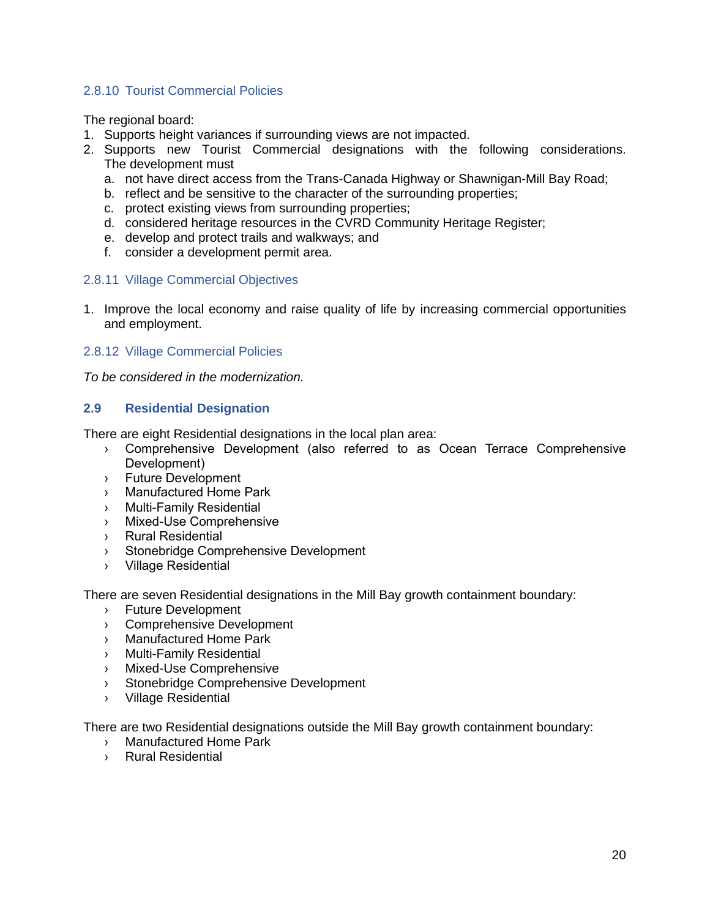### 2.8.10 Tourist Commercial Policies

The regional board:

1. Supports height variances if surrounding views are not impacted.
2. Supports new Tourist Commercial designations with the following considerations. The development must
   a. not have direct access from the Trans-Canada Highway or Shawnigan-Mill Bay Road;
   b. reflect and be sensitive to the character of the surrounding properties;
   c. protect existing views from surrounding properties;
   d. considered heritage resources in the CVRD Community Heritage Register;
   e. develop and protect trails and walkways; and
   f. consider a development permit area.

### 2.8.11 Village Commercial Objectives

1. Improve the local economy and raise quality of life by increasing commercial opportunities and employment.

### 2.8.12 Village Commercial Policies

*To be considered in the modernization.*

## 2.9 Residential Designation

There are eight Residential designations in the local plan area:

- Comprehensive Development (also referred to as Ocean Terrace Comprehensive Development)
- Future Development
- Manufactured Home Park
- Multi-Family Residential
- Mixed-Use Comprehensive
- Rural Residential
- Stonebridge Comprehensive Development
- Village Residential

There are seven Residential designations in the Mill Bay growth containment boundary:

- Future Development
- Comprehensive Development
- Manufactured Home Park
- Multi-Family Residential
- Mixed-Use Comprehensive
- Stonebridge Comprehensive Development
- Village Residential

There are two Residential designations outside the Mill Bay growth containment boundary:

- Manufactured Home Park
- Rural Residential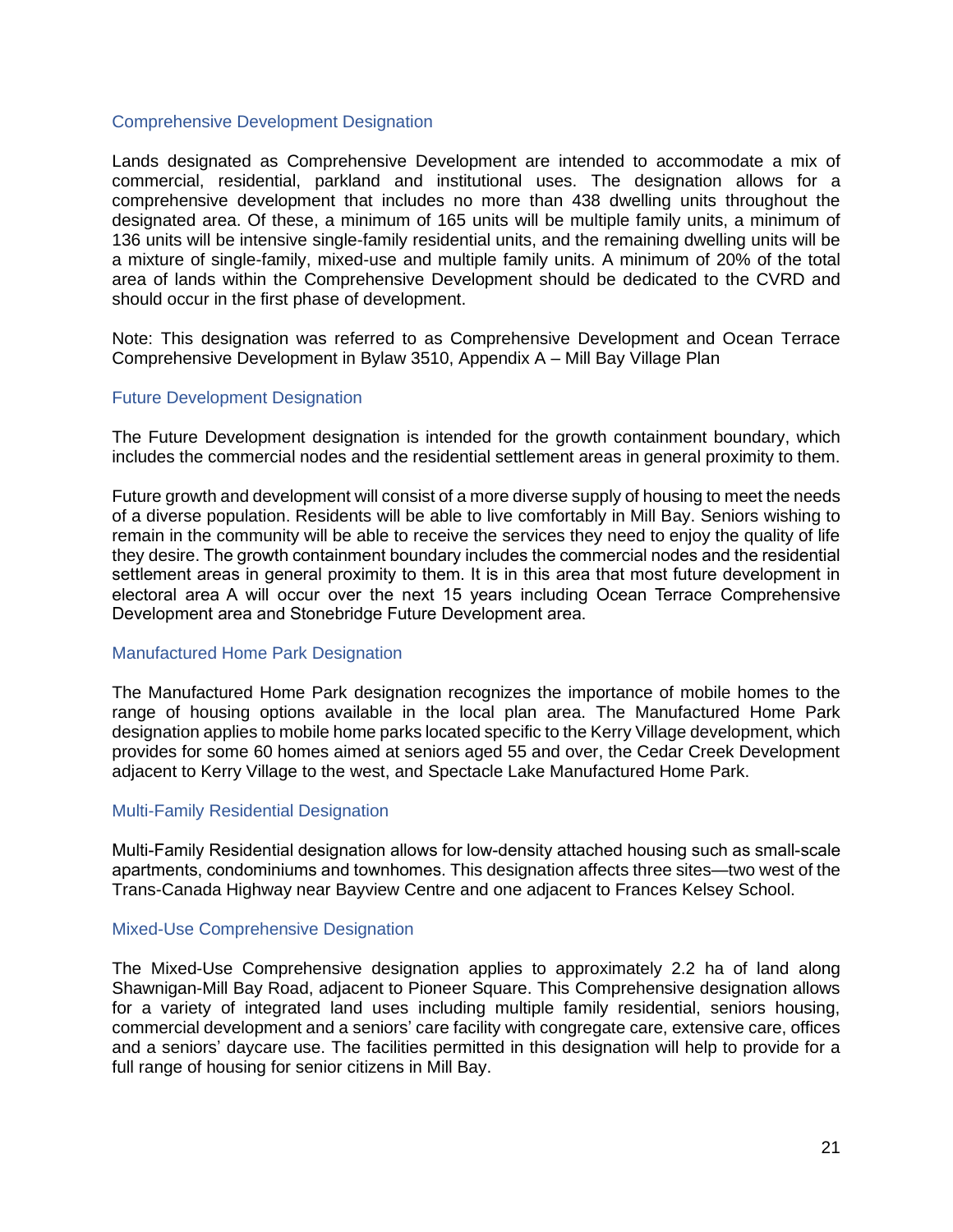### Comprehensive Development Designation

Lands designated as Comprehensive Development are intended to accommodate a mix of commercial, residential, parkland and institutional uses. The designation allows for a comprehensive development that includes no more than 438 dwelling units throughout the designated area. Of these, a minimum of 165 units will be multiple family units, a minimum of 136 units will be intensive single-family residential units, and the remaining dwelling units will be a mixture of single-family, mixed-use and multiple family units. A minimum of 20% of the total area of lands within the Comprehensive Development should be dedicated to the CVRD and should occur in the first phase of development.

Note: This designation was referred to as Comprehensive Development and Ocean Terrace Comprehensive Development in Bylaw 3510, Appendix A – Mill Bay Village Plan

### Future Development Designation

The Future Development designation is intended for the growth containment boundary, which includes the commercial nodes and the residential settlement areas in general proximity to them.

Future growth and development will consist of a more diverse supply of housing to meet the needs of a diverse population. Residents will be able to live comfortably in Mill Bay. Seniors wishing to remain in the community will be able to receive the services they need to enjoy the quality of life they desire. The growth containment boundary includes the commercial nodes and the residential settlement areas in general proximity to them. It is in this area that most future development in electoral area A will occur over the next 15 years including Ocean Terrace Comprehensive Development area and Stonebridge Future Development area.

### Manufactured Home Park Designation

The Manufactured Home Park designation recognizes the importance of mobile homes to the range of housing options available in the local plan area. The Manufactured Home Park designation applies to mobile home parks located specific to the Kerry Village development, which provides for some 60 homes aimed at seniors aged 55 and over, the Cedar Creek Development adjacent to Kerry Village to the west, and Spectacle Lake Manufactured Home Park.

### Multi-Family Residential Designation

Multi-Family Residential designation allows for low-density attached housing such as small-scale apartments, condominiums and townhomes. This designation affects three sites—two west of the Trans-Canada Highway near Bayview Centre and one adjacent to Frances Kelsey School.

### Mixed-Use Comprehensive Designation

The Mixed-Use Comprehensive designation applies to approximately 2.2 ha of land along Shawnigan-Mill Bay Road, adjacent to Pioneer Square. This Comprehensive designation allows for a variety of integrated land uses including multiple family residential, seniors housing, commercial development and a seniors' care facility with congregate care, extensive care, offices and a seniors' daycare use. The facilities permitted in this designation will help to provide for a full range of housing for senior citizens in Mill Bay.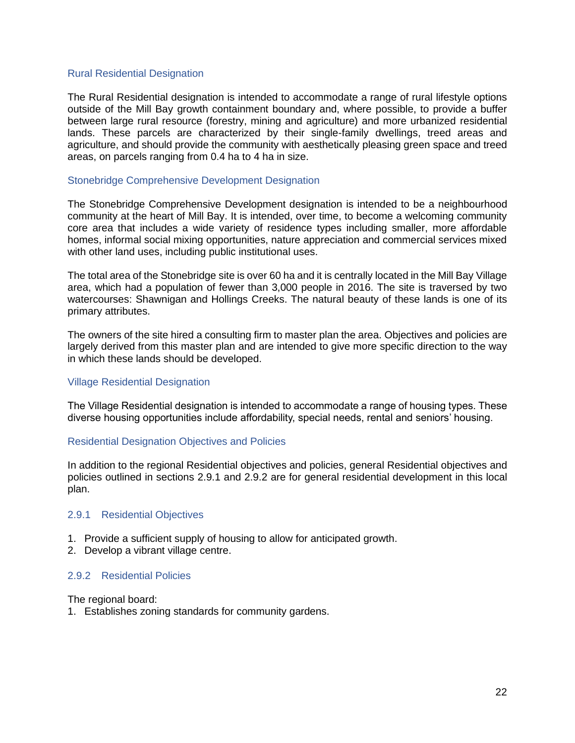### Rural Residential Designation

The Rural Residential designation is intended to accommodate a range of rural lifestyle options outside of the Mill Bay growth containment boundary and, where possible, to provide a buffer between large rural resource (forestry, mining and agriculture) and more urbanized residential lands. These parcels are characterized by their single-family dwellings, treed areas and agriculture, and should provide the community with aesthetically pleasing green space and treed areas, on parcels ranging from 0.4 ha to 4 ha in size.

### Stonebridge Comprehensive Development Designation

The Stonebridge Comprehensive Development designation is intended to be a neighbourhood community at the heart of Mill Bay. It is intended, over time, to become a welcoming community core area that includes a wide variety of residence types including smaller, more affordable homes, informal social mixing opportunities, nature appreciation and commercial services mixed with other land uses, including public institutional uses.

The total area of the Stonebridge site is over 60 ha and it is centrally located in the Mill Bay Village area, which had a population of fewer than 3,000 people in 2016. The site is traversed by two watercourses: Shawnigan and Hollings Creeks. The natural beauty of these lands is one of its primary attributes.

The owners of the site hired a consulting firm to master plan the area. Objectives and policies are largely derived from this master plan and are intended to give more specific direction to the way in which these lands should be developed.

### Village Residential Designation

The Village Residential designation is intended to accommodate a range of housing types. These diverse housing opportunities include affordability, special needs, rental and seniors' housing.

### Residential Designation Objectives and Policies

In addition to the regional Residential objectives and policies, general Residential objectives and policies outlined in sections 2.9.1 and 2.9.2 are for general residential development in this local plan.

### 2.9.1 Residential Objectives

1. Provide a sufficient supply of housing to allow for anticipated growth.
2. Develop a vibrant village centre.

### 2.9.2 Residential Policies

The regional board:

1. Establishes zoning standards for community gardens.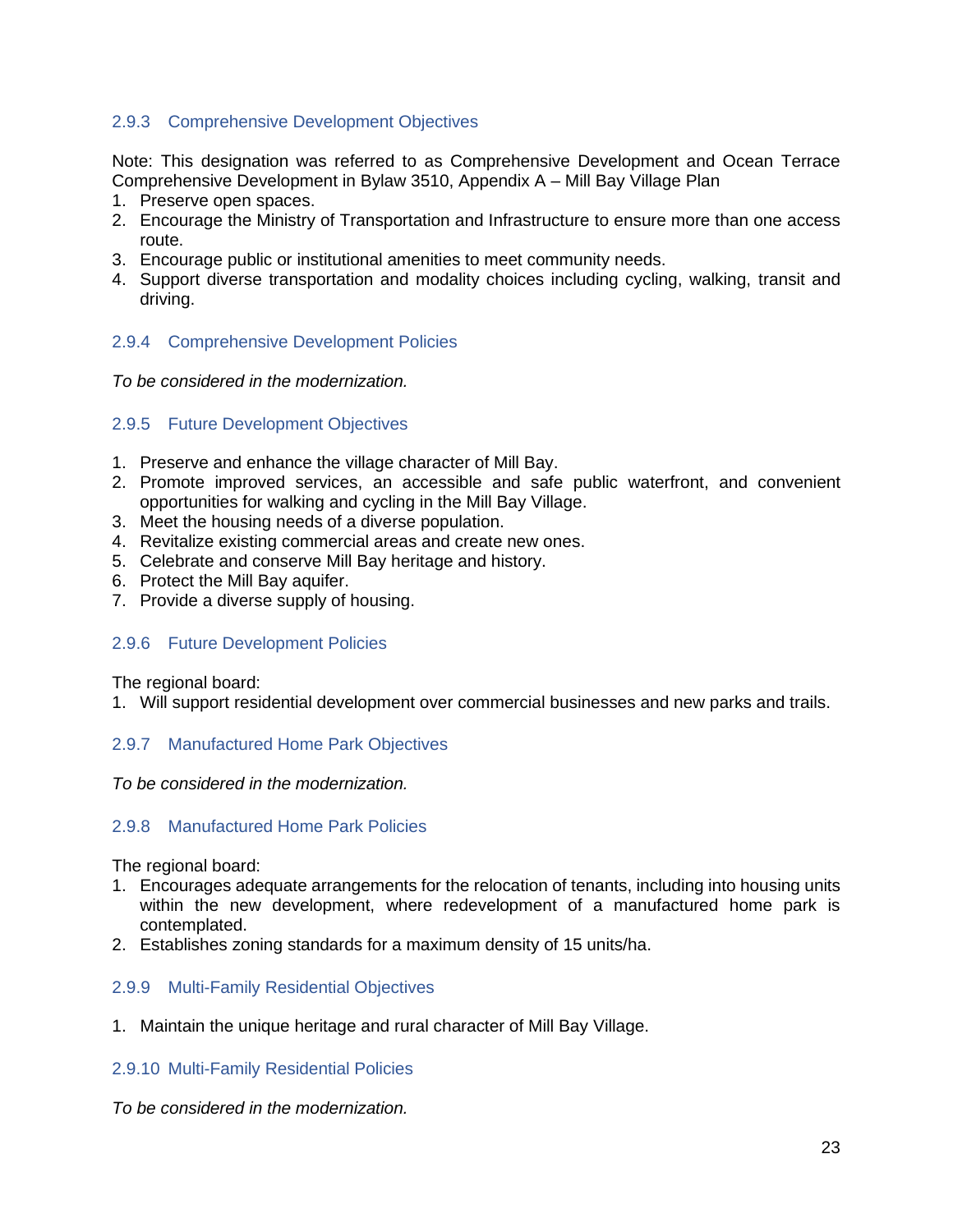### 2.9.3 Comprehensive Development Objectives

Note: This designation was referred to as Comprehensive Development and Ocean Terrace Comprehensive Development in Bylaw 3510, Appendix A – Mill Bay Village Plan

1. Preserve open spaces.
2. Encourage the Ministry of Transportation and Infrastructure to ensure more than one access route.
3. Encourage public or institutional amenities to meet community needs.
4. Support diverse transportation and modality choices including cycling, walking, transit and driving.

### 2.9.4 Comprehensive Development Policies

*To be considered in the modernization.*

### 2.9.5 Future Development Objectives

1. Preserve and enhance the village character of Mill Bay.
2. Promote improved services, an accessible and safe public waterfront, and convenient opportunities for walking and cycling in the Mill Bay Village.
3. Meet the housing needs of a diverse population.
4. Revitalize existing commercial areas and create new ones.
5. Celebrate and conserve Mill Bay heritage and history.
6. Protect the Mill Bay aquifer.
7. Provide a diverse supply of housing.

### 2.9.6 Future Development Policies

The regional board:

1. Will support residential development over commercial businesses and new parks and trails.

### 2.9.7 Manufactured Home Park Objectives

*To be considered in the modernization.*

### 2.9.8 Manufactured Home Park Policies

The regional board:

1. Encourages adequate arrangements for the relocation of tenants, including into housing units within the new development, where redevelopment of a manufactured home park is contemplated.
2. Establishes zoning standards for a maximum density of 15 units/ha.

### 2.9.9 Multi-Family Residential Objectives

1. Maintain the unique heritage and rural character of Mill Bay Village.

### 2.9.10 Multi-Family Residential Policies

*To be considered in the modernization.*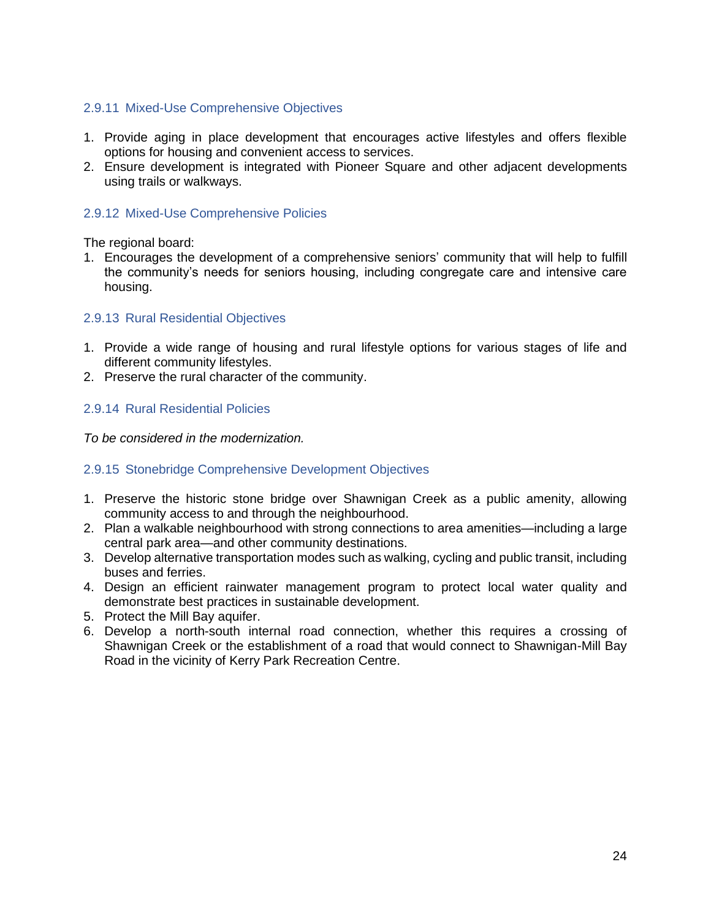### 2.9.11 Mixed-Use Comprehensive Objectives

1. Provide aging in place development that encourages active lifestyles and offers flexible options for housing and convenient access to services.
2. Ensure development is integrated with Pioneer Square and other adjacent developments using trails or walkways.

### 2.9.12 Mixed-Use Comprehensive Policies

The regional board:

1. Encourages the development of a comprehensive seniors' community that will help to fulfill the community's needs for seniors housing, including congregate care and intensive care housing.

### 2.9.13 Rural Residential Objectives

1. Provide a wide range of housing and rural lifestyle options for various stages of life and different community lifestyles.
2. Preserve the rural character of the community.

### 2.9.14 Rural Residential Policies

*To be considered in the modernization.*

### 2.9.15 Stonebridge Comprehensive Development Objectives

1. Preserve the historic stone bridge over Shawnigan Creek as a public amenity, allowing community access to and through the neighbourhood.
2. Plan a walkable neighbourhood with strong connections to area amenities—including a large central park area—and other community destinations.
3. Develop alternative transportation modes such as walking, cycling and public transit, including buses and ferries.
4. Design an efficient rainwater management program to protect local water quality and demonstrate best practices in sustainable development.
5. Protect the Mill Bay aquifer.
6. Develop a north-south internal road connection, whether this requires a crossing of Shawnigan Creek or the establishment of a road that would connect to Shawnigan-Mill Bay Road in the vicinity of Kerry Park Recreation Centre.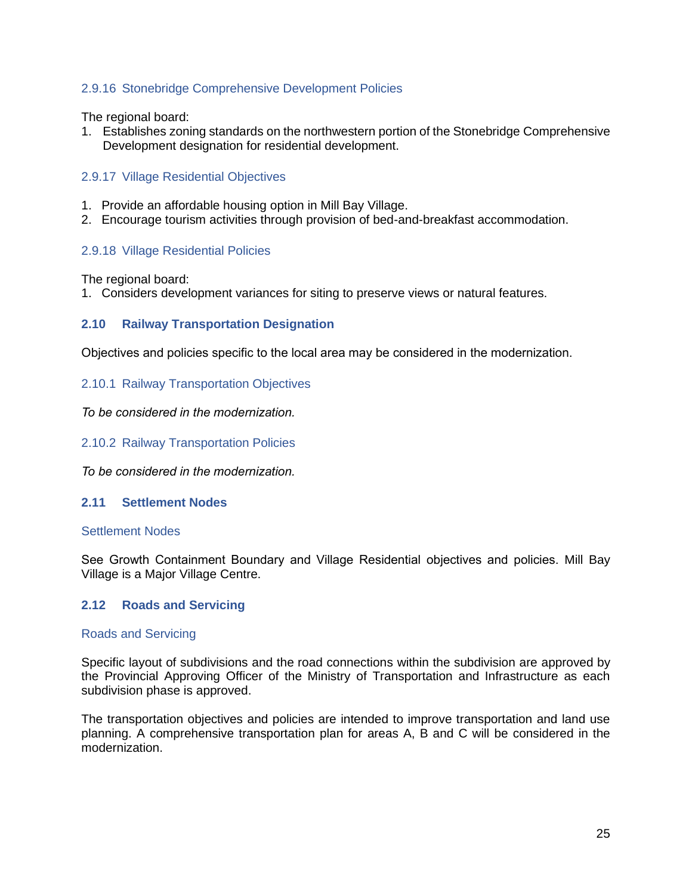### 2.9.16 Stonebridge Comprehensive Development Policies

The regional board:

1. Establishes zoning standards on the northwestern portion of the Stonebridge Comprehensive Development designation for residential development.

### 2.9.17 Village Residential Objectives

1. Provide an affordable housing option in Mill Bay Village.
2. Encourage tourism activities through provision of bed-and-breakfast accommodation.

### 2.9.18 Village Residential Policies

The regional board:

1. Considers development variances for siting to preserve views or natural features.

## 2.10 Railway Transportation Designation

Objectives and policies specific to the local area may be considered in the modernization.

### 2.10.1 Railway Transportation Objectives

*To be considered in the modernization.*

### 2.10.2 Railway Transportation Policies

*To be considered in the modernization.*

## 2.11 Settlement Nodes

### Settlement Nodes

See Growth Containment Boundary and Village Residential objectives and policies. Mill Bay Village is a Major Village Centre.

## 2.12 Roads and Servicing

### Roads and Servicing

Specific layout of subdivisions and the road connections within the subdivision are approved by the Provincial Approving Officer of the Ministry of Transportation and Infrastructure as each subdivision phase is approved.

The transportation objectives and policies are intended to improve transportation and land use planning. A comprehensive transportation plan for areas A, B and C will be considered in the modernization.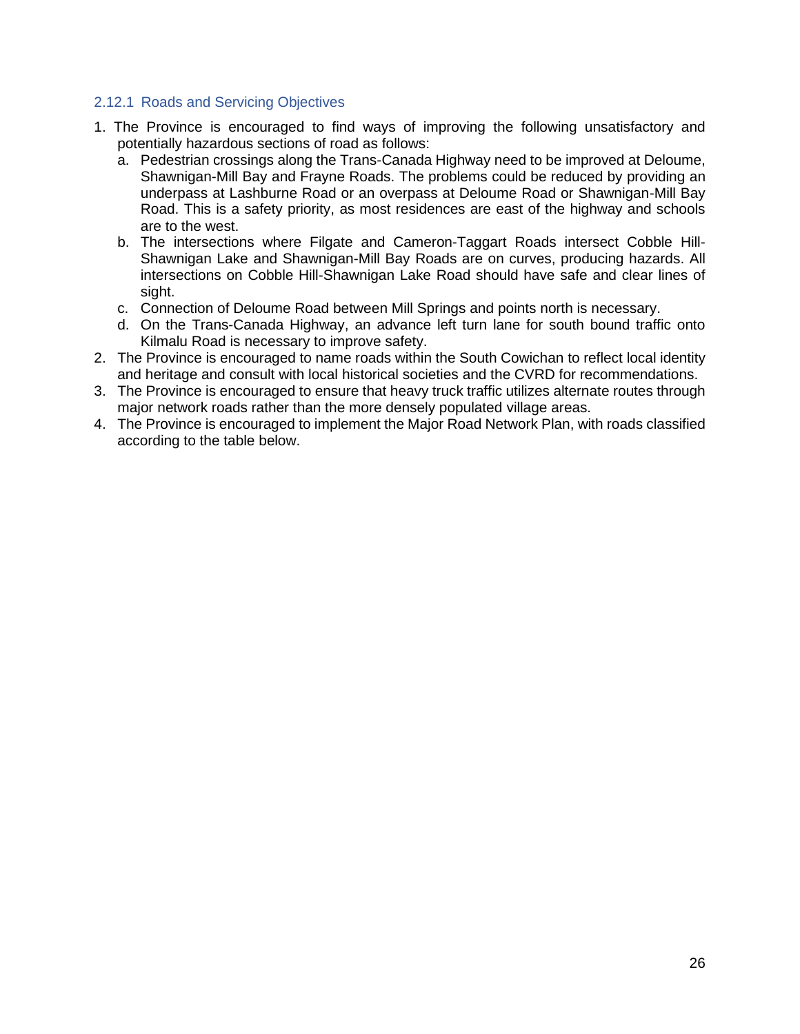### 2.12.1 Roads and Servicing Objectives

1. The Province is encouraged to find ways of improving the following unsatisfactory and potentially hazardous sections of road as follows:
   a. Pedestrian crossings along the Trans-Canada Highway need to be improved at Deloume, Shawnigan-Mill Bay and Frayne Roads. The problems could be reduced by providing an underpass at Lashburne Road or an overpass at Deloume Road or Shawnigan-Mill Bay Road. This is a safety priority, as most residences are east of the highway and schools are to the west.
   b. The intersections where Filgate and Cameron-Taggart Roads intersect Cobble Hill-Shawnigan Lake and Shawnigan-Mill Bay Roads are on curves, producing hazards. All intersections on Cobble Hill-Shawnigan Lake Road should have safe and clear lines of sight.
   c. Connection of Deloume Road between Mill Springs and points north is necessary.
   d. On the Trans-Canada Highway, an advance left turn lane for south bound traffic onto Kilmalu Road is necessary to improve safety.
2. The Province is encouraged to name roads within the South Cowichan to reflect local identity and heritage and consult with local historical societies and the CVRD for recommendations.
3. The Province is encouraged to ensure that heavy truck traffic utilizes alternate routes through major network roads rather than the more densely populated village areas.
4. The Province is encouraged to implement the Major Road Network Plan, with roads classified according to the table below.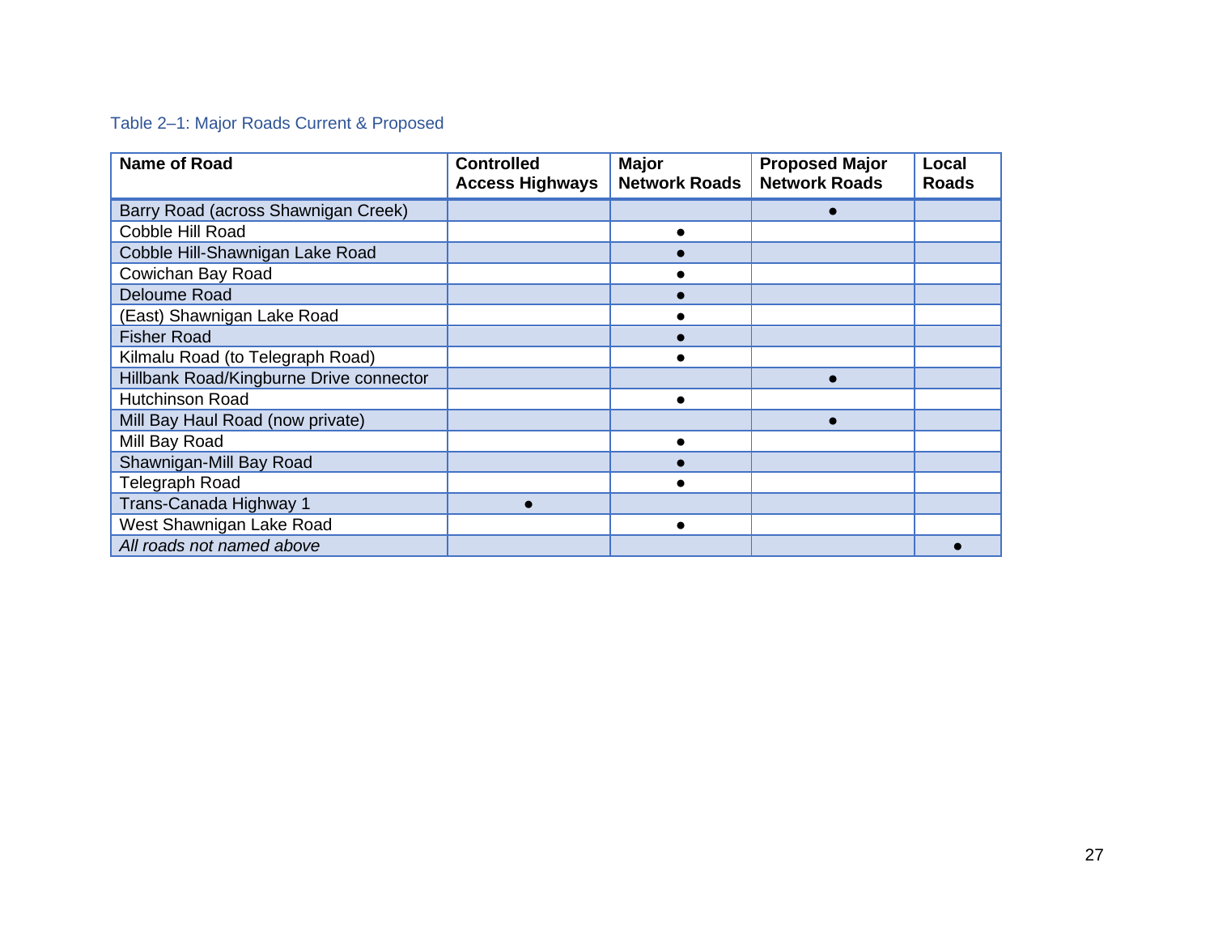Table 2–1: Major Roads Current & Proposed

| Name of Road | Controlled Access Highways | Major Network Roads | Proposed Major Network Roads | Local Roads |
|---|---|---|---|---|
| Barry Road (across Shawnigan Creek) | | | ● | |
| Cobble Hill Road | | ● | | |
| Cobble Hill-Shawnigan Lake Road | | ● | | |
| Cowichan Bay Road | | ● | | |
| Deloume Road | | ● | | |
| (East) Shawnigan Lake Road | | ● | | |
| Fisher Road | | ● | | |
| Kilmalu Road (to Telegraph Road) | | ● | | |
| Hillbank Road/Kingburne Drive connector | | | ● | |
| Hutchinson Road | | ● | | |
| Mill Bay Haul Road (now private) | | | ● | |
| Mill Bay Road | | ● | | |
| Shawnigan-Mill Bay Road | | ● | | |
| Telegraph Road | | ● | | |
| Trans-Canada Highway 1 | ● | | | |
| West Shawnigan Lake Road | | ● | | |
| *All roads not named above* | | | | ● |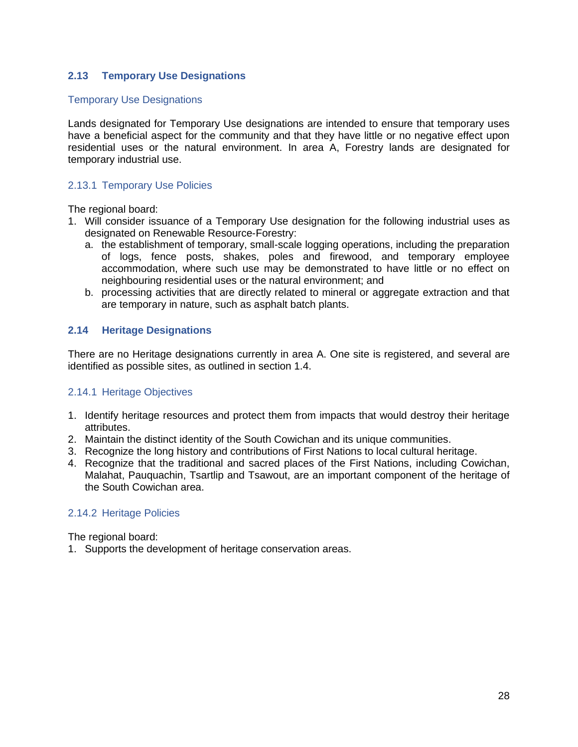## 2.13 Temporary Use Designations

### Temporary Use Designations

Lands designated for Temporary Use designations are intended to ensure that temporary uses have a beneficial aspect for the community and that they have little or no negative effect upon residential uses or the natural environment. In area A, Forestry lands are designated for temporary industrial use.

### 2.13.1 Temporary Use Policies

The regional board:

1. Will consider issuance of a Temporary Use designation for the following industrial uses as designated on Renewable Resource-Forestry:
   a. the establishment of temporary, small-scale logging operations, including the preparation of logs, fence posts, shakes, poles and firewood, and temporary employee accommodation, where such use may be demonstrated to have little or no effect on neighbouring residential uses or the natural environment; and
   b. processing activities that are directly related to mineral or aggregate extraction and that are temporary in nature, such as asphalt batch plants.

## 2.14 Heritage Designations

There are no Heritage designations currently in area A. One site is registered, and several are identified as possible sites, as outlined in section 1.4.

### 2.14.1 Heritage Objectives

1. Identify heritage resources and protect them from impacts that would destroy their heritage attributes.
2. Maintain the distinct identity of the South Cowichan and its unique communities.
3. Recognize the long history and contributions of First Nations to local cultural heritage.
4. Recognize that the traditional and sacred places of the First Nations, including Cowichan, Malahat, Pauquachin, Tsartlip and Tsawout, are an important component of the heritage of the South Cowichan area.

### 2.14.2 Heritage Policies

The regional board:

1. Supports the development of heritage conservation areas.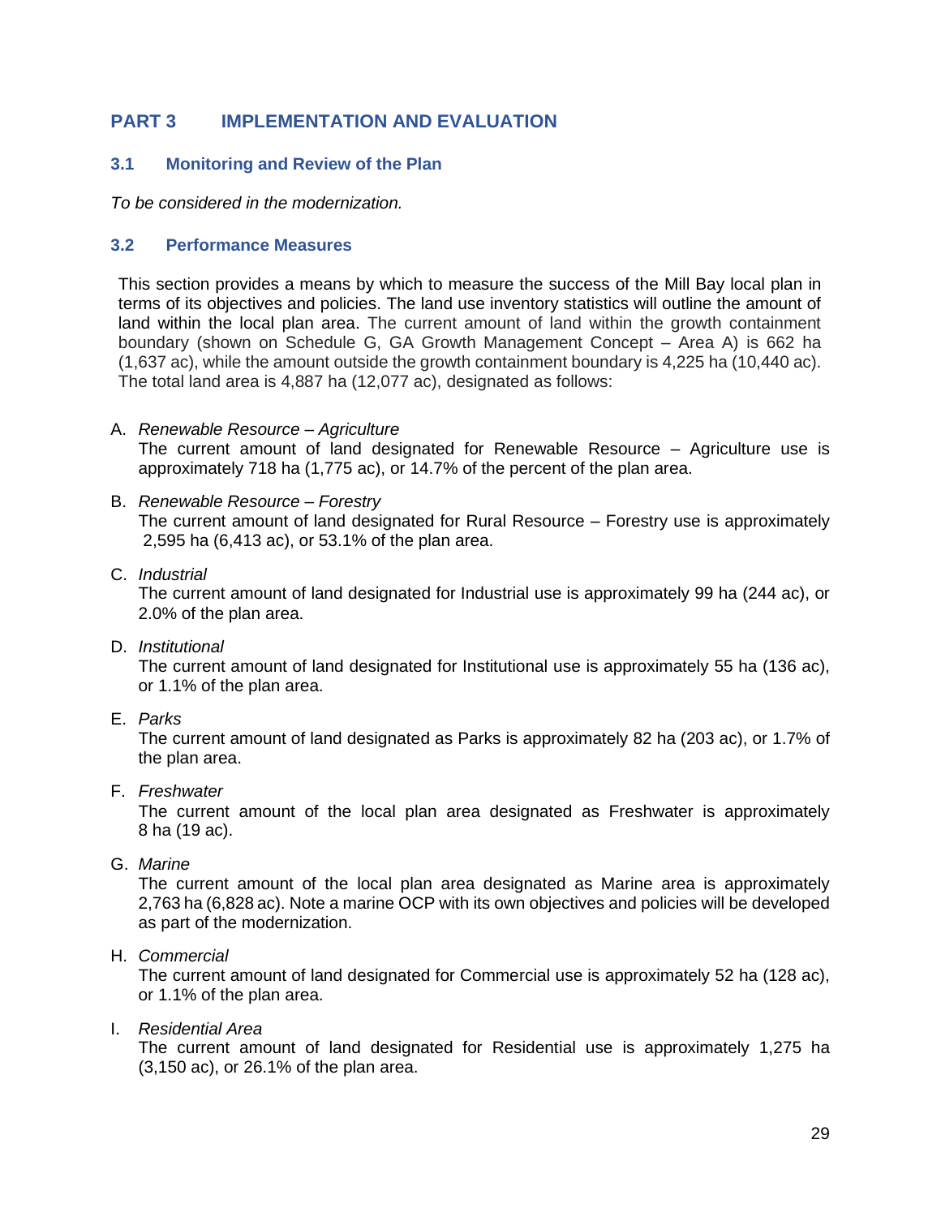# PART 3 IMPLEMENTATION AND EVALUATION

## 3.1 Monitoring and Review of the Plan

*To be considered in the modernization.*

## 3.2 Performance Measures

This section provides a means by which to measure the success of the Mill Bay local plan in terms of its objectives and policies. The land use inventory statistics will outline the amount of land within the local plan area. The current amount of land within the growth containment boundary (shown on Schedule G, GA Growth Management Concept – Area A) is 662 ha (1,637 ac), while the amount outside the growth containment boundary is 4,225 ha (10,440 ac). The total land area is 4,887 ha (12,077 ac), designated as follows:

A. *Renewable Resource – Agriculture*
   The current amount of land designated for Renewable Resource – Agriculture use is approximately 718 ha (1,775 ac), or 14.7% of the percent of the plan area.

B. *Renewable Resource – Forestry*
   The current amount of land designated for Rural Resource – Forestry use is approximately 2,595 ha (6,413 ac), or 53.1% of the plan area.

C. *Industrial*
   The current amount of land designated for Industrial use is approximately 99 ha (244 ac), or 2.0% of the plan area.

D. *Institutional*
   The current amount of land designated for Institutional use is approximately 55 ha (136 ac), or 1.1% of the plan area.

E. *Parks*
   The current amount of land designated as Parks is approximately 82 ha (203 ac), or 1.7% of the plan area.

F. *Freshwater*
   The current amount of the local plan area designated as Freshwater is approximately 8 ha (19 ac).

G. *Marine*
   The current amount of the local plan area designated as Marine area is approximately 2,763 ha (6,828 ac). Note a marine OCP with its own objectives and policies will be developed as part of the modernization.

H. *Commercial*
   The current amount of land designated for Commercial use is approximately 52 ha (128 ac), or 1.1% of the plan area.

I. *Residential Area*
   The current amount of land designated for Residential use is approximately 1,275 ha (3,150 ac), or 26.1% of the plan area.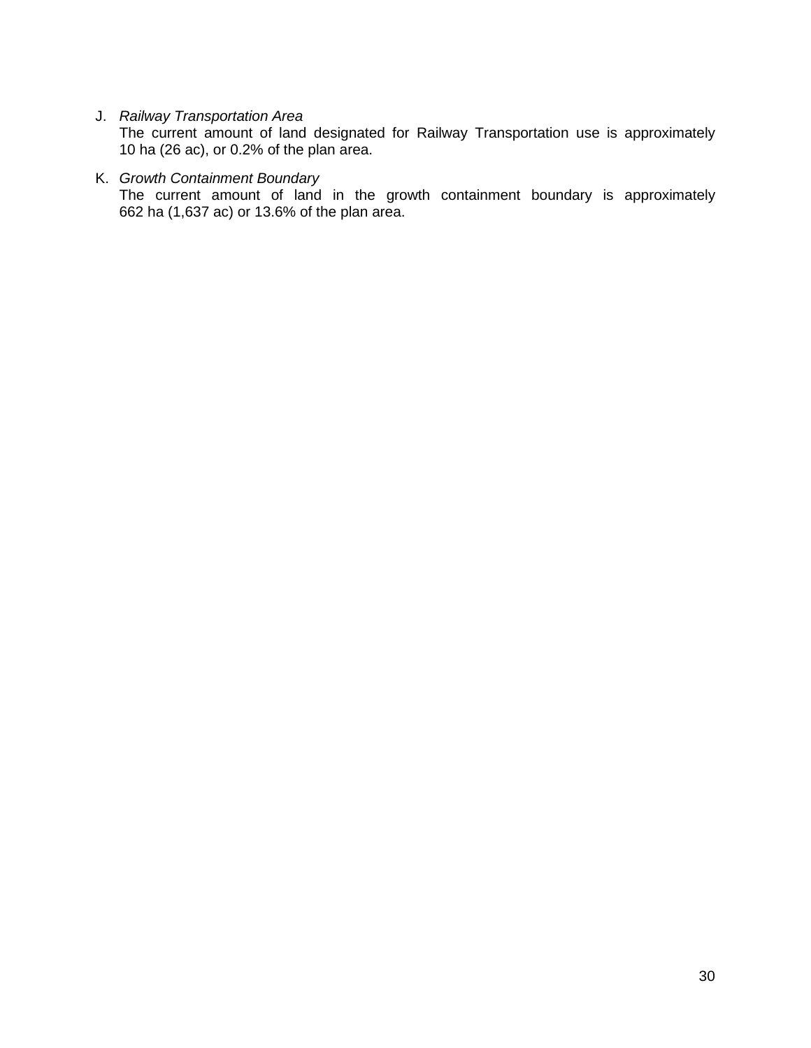J. *Railway Transportation Area*
   The current amount of land designated for Railway Transportation use is approximately 10 ha (26 ac), or 0.2% of the plan area.

K. *Growth Containment Boundary*
   The current amount of land in the growth containment boundary is approximately 662 ha (1,637 ac) or 13.6% of the plan area.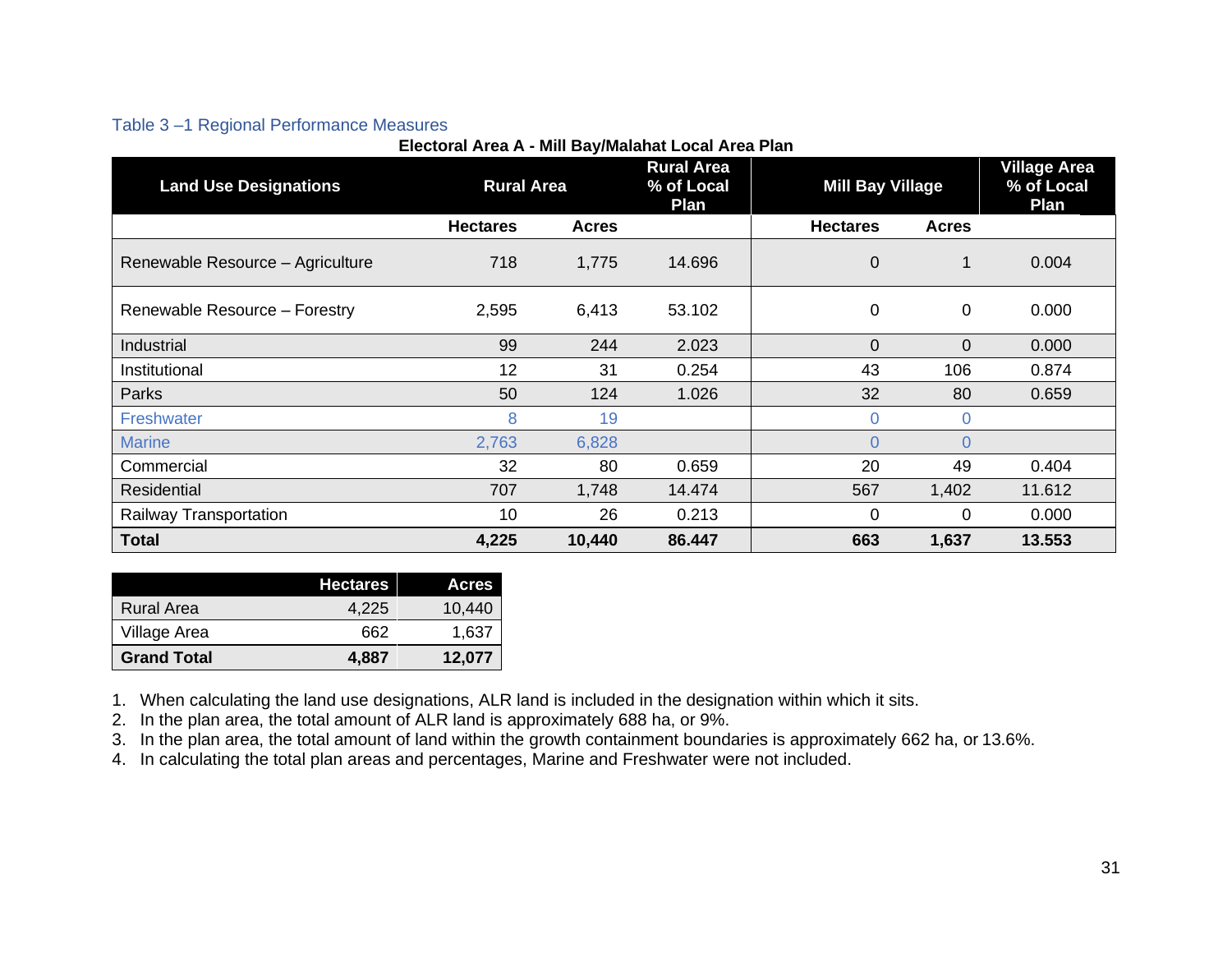Table 3 –1 Regional Performance Measures

**Electoral Area A - Mill Bay/Malahat Local Area Plan**

| Land Use Designations | Rural Area | | Rural Area % of Local Plan | Mill Bay Village | | Village Area % of Local Plan |
|---|---|---|---|---|---|---|
| | **Hectares** | **Acres** | | **Hectares** | **Acres** | |
| Renewable Resource – Agriculture | 718 | 1,775 | 14.696 | 0 | 1 | 0.004 |
| Renewable Resource – Forestry | 2,595 | 6,413 | 53.102 | 0 | 0 | 0.000 |
| Industrial | 99 | 244 | 2.023 | 0 | 0 | 0.000 |
| Institutional | 12 | 31 | 0.254 | 43 | 106 | 0.874 |
| Parks | 50 | 124 | 1.026 | 32 | 80 | 0.659 |
| Freshwater | 8 | 19 | | 0 | 0 | |
| Marine | 2,763 | 6,828 | | 0 | 0 | |
| Commercial | 32 | 80 | 0.659 | 20 | 49 | 0.404 |
| Residential | 707 | 1,748 | 14.474 | 567 | 1,402 | 11.612 |
| Railway Transportation | 10 | 26 | 0.213 | 0 | 0 | 0.000 |
| **Total** | **4,225** | **10,440** | **86.447** | **663** | **1,637** | **13.553** |

| | Hectares | Acres |
|---|---|---|
| Rural Area | 4,225 | 10,440 |
| Village Area | 662 | 1,637 |
| **Grand Total** | **4,887** | **12,077** |

1. When calculating the land use designations, ALR land is included in the designation within which it sits.
2. In the plan area, the total amount of ALR land is approximately 688 ha, or 9%.
3. In the plan area, the total amount of land within the growth containment boundaries is approximately 662 ha, or 13.6%.
4. In calculating the total plan areas and percentages, Marine and Freshwater were not included.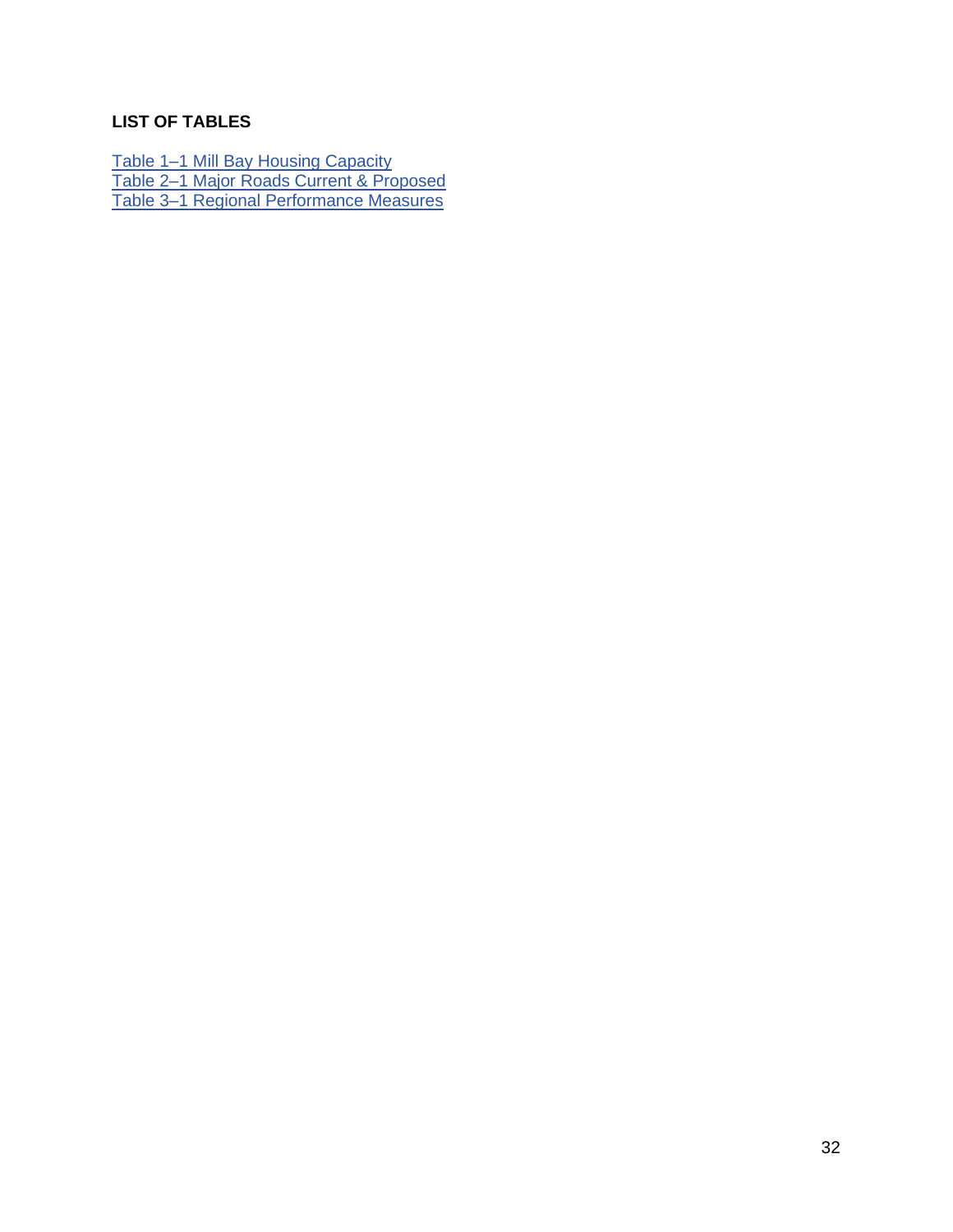**LIST OF TABLES**

Table 1–1 Mill Bay Housing Capacity
Table 2–1 Major Roads Current & Proposed
Table 3–1 Regional Performance Measures